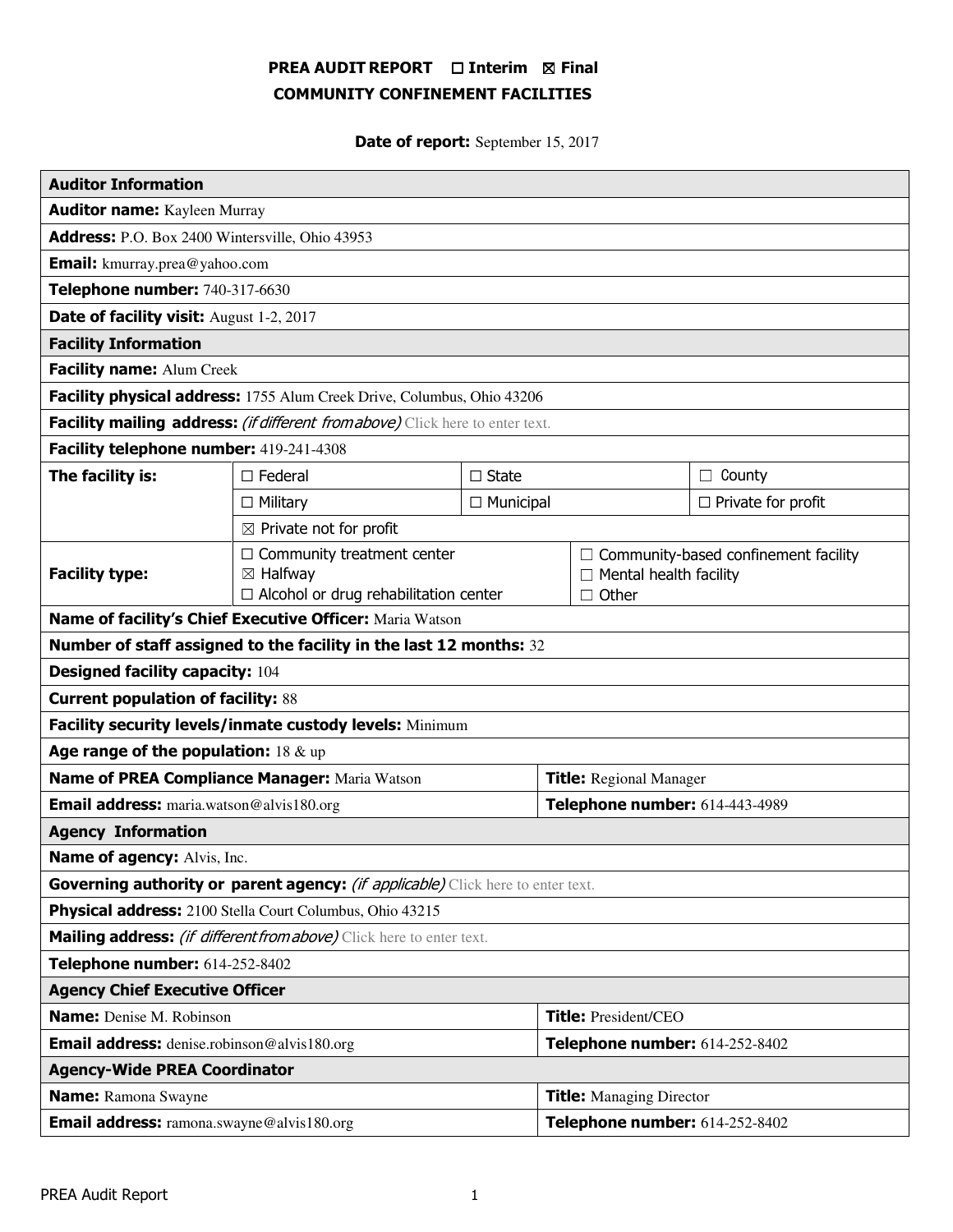**PREA AUDIT REPORT ☐ Interim ☒ Final**
**COMMUNITY CONFINEMENT FACILITIES**

**Date of report:** September 15, 2017

| **Auditor Information** | | | |
|---|---|---|---|
| **Auditor name:** Kayleen Murray | | | |
| **Address:** P.O. Box 2400 Wintersville, Ohio 43953 | | | |
| **Email:** kmurray.prea@yahoo.com | | | |
| **Telephone number:** 740-317-6630 | | | |
| **Date of facility visit:** August 1-2, 2017 | | | |
| **Facility Information** | | | |
| **Facility name:** Alum Creek | | | |
| **Facility physical address:** 1755 Alum Creek Drive, Columbus, Ohio 43206 | | | |
| **Facility mailing address:** *(if different from above)* Click here to enter text. | | | |
| **Facility telephone number:** 419-241-4308 | | | |
| **The facility is:** | ☐ Federal | ☐ State | ☐ County |
| | ☐ Military | ☐ Municipal | ☐ Private for profit |
| | ☒ Private not for profit | | |
| **Facility type:** | ☐ Community treatment center<br>☒ Halfway<br>☐ Alcohol or drug rehabilitation center | ☐ Community-based confinement facility<br>☐ Mental health facility<br>☐ Other | |
| **Name of facility's Chief Executive Officer:** Maria Watson | | | |
| **Number of staff assigned to the facility in the last 12 months:** 32 | | | |
| **Designed facility capacity:** 104 | | | |
| **Current population of facility:** 88 | | | |
| **Facility security levels/inmate custody levels:** Minimum | | | |
| **Age range of the population:** 18 & up | | | |
| **Name of PREA Compliance Manager:** Maria Watson | | **Title:** Regional Manager | |
| **Email address:** maria.watson@alvis180.org | | **Telephone number:** 614-443-4989 | |
| **Agency Information** | | | |
| **Name of agency:** Alvis, Inc. | | | |
| **Governing authority or parent agency:** *(if applicable)* Click here to enter text. | | | |
| **Physical address:** 2100 Stella Court Columbus, Ohio 43215 | | | |
| **Mailing address:** *(if different from above)* Click here to enter text. | | | |
| **Telephone number:** 614-252-8402 | | | |
| **Agency Chief Executive Officer** | | | |
| **Name:** Denise M. Robinson | | **Title:** President/CEO | |
| **Email address:** denise.robinson@alvis180.org | | **Telephone number:** 614-252-8402 | |
| **Agency-Wide PREA Coordinator** | | | |
| **Name:** Ramona Swayne | | **Title:** Managing Director | |
| **Email address:** ramona.swayne@alvis180.org | | **Telephone number:** 614-252-8402 | |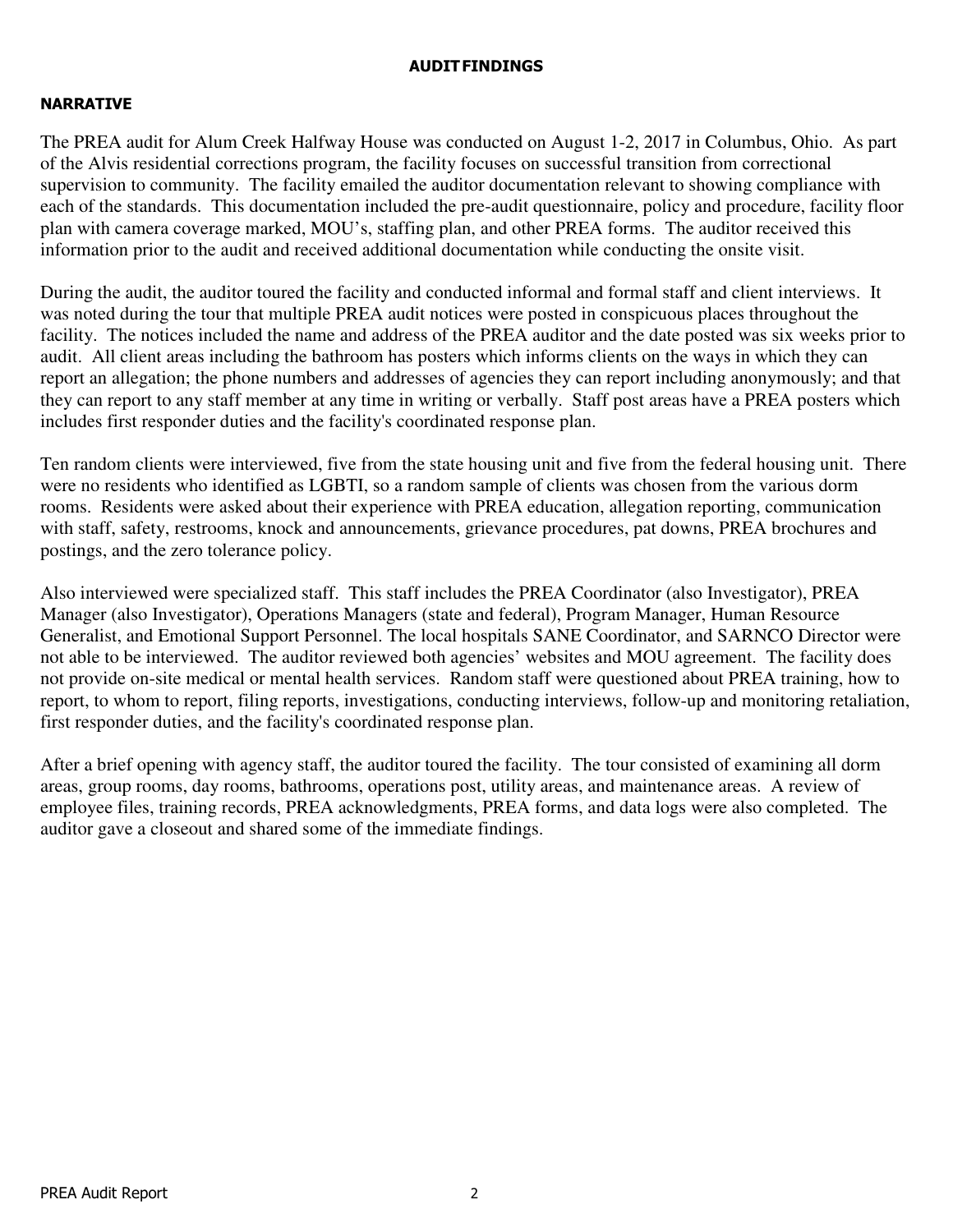## AUDIT FINDINGS

### NARRATIVE

The PREA audit for Alum Creek Halfway House was conducted on August 1-2, 2017 in Columbus, Ohio. As part of the Alvis residential corrections program, the facility focuses on successful transition from correctional supervision to community. The facility emailed the auditor documentation relevant to showing compliance with each of the standards. This documentation included the pre-audit questionnaire, policy and procedure, facility floor plan with camera coverage marked, MOU's, staffing plan, and other PREA forms. The auditor received this information prior to the audit and received additional documentation while conducting the onsite visit.

During the audit, the auditor toured the facility and conducted informal and formal staff and client interviews. It was noted during the tour that multiple PREA audit notices were posted in conspicuous places throughout the facility. The notices included the name and address of the PREA auditor and the date posted was six weeks prior to audit. All client areas including the bathroom has posters which informs clients on the ways in which they can report an allegation; the phone numbers and addresses of agencies they can report including anonymously; and that they can report to any staff member at any time in writing or verbally. Staff post areas have a PREA posters which includes first responder duties and the facility's coordinated response plan.

Ten random clients were interviewed, five from the state housing unit and five from the federal housing unit. There were no residents who identified as LGBTI, so a random sample of clients was chosen from the various dorm rooms. Residents were asked about their experience with PREA education, allegation reporting, communication with staff, safety, restrooms, knock and announcements, grievance procedures, pat downs, PREA brochures and postings, and the zero tolerance policy.

Also interviewed were specialized staff. This staff includes the PREA Coordinator (also Investigator), PREA Manager (also Investigator), Operations Managers (state and federal), Program Manager, Human Resource Generalist, and Emotional Support Personnel. The local hospitals SANE Coordinator, and SARNCO Director were not able to be interviewed. The auditor reviewed both agencies' websites and MOU agreement. The facility does not provide on-site medical or mental health services. Random staff were questioned about PREA training, how to report, to whom to report, filing reports, investigations, conducting interviews, follow-up and monitoring retaliation, first responder duties, and the facility's coordinated response plan.

After a brief opening with agency staff, the auditor toured the facility. The tour consisted of examining all dorm areas, group rooms, day rooms, bathrooms, operations post, utility areas, and maintenance areas. A review of employee files, training records, PREA acknowledgments, PREA forms, and data logs were also completed. The auditor gave a closeout and shared some of the immediate findings.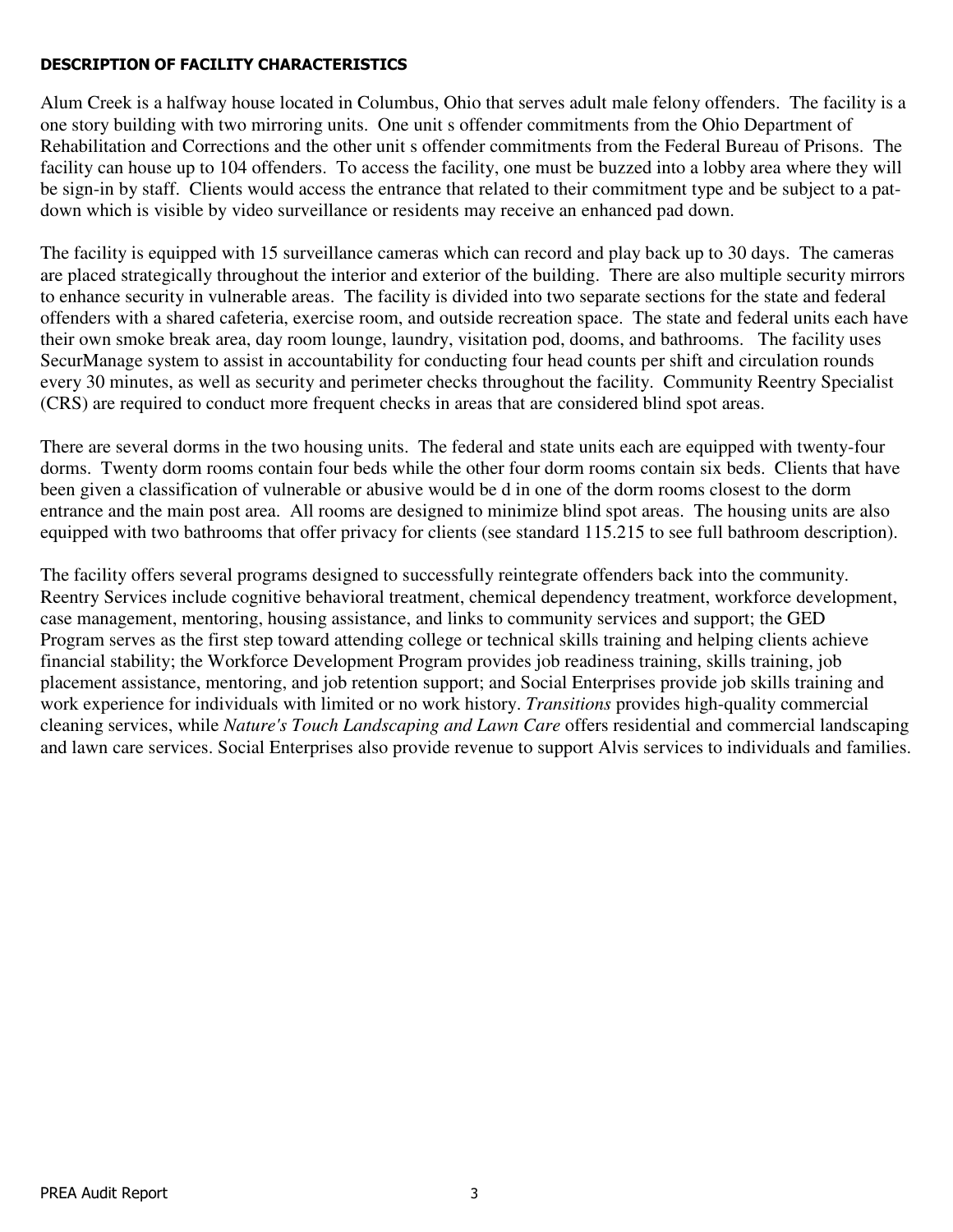**DESCRIPTION OF FACILITY CHARACTERISTICS**

Alum Creek is a halfway house located in Columbus, Ohio that serves adult male felony offenders. The facility is a one story building with two mirroring units. One unit s offender commitments from the Ohio Department of Rehabilitation and Corrections and the other unit s offender commitments from the Federal Bureau of Prisons. The facility can house up to 104 offenders. To access the facility, one must be buzzed into a lobby area where they will be sign-in by staff. Clients would access the entrance that related to their commitment type and be subject to a pat-down which is visible by video surveillance or residents may receive an enhanced pad down.

The facility is equipped with 15 surveillance cameras which can record and play back up to 30 days. The cameras are placed strategically throughout the interior and exterior of the building. There are also multiple security mirrors to enhance security in vulnerable areas. The facility is divided into two separate sections for the state and federal offenders with a shared cafeteria, exercise room, and outside recreation space. The state and federal units each have their own smoke break area, day room lounge, laundry, visitation pod, dooms, and bathrooms. The facility uses SecurManage system to assist in accountability for conducting four head counts per shift and circulation rounds every 30 minutes, as well as security and perimeter checks throughout the facility. Community Reentry Specialist (CRS) are required to conduct more frequent checks in areas that are considered blind spot areas.

There are several dorms in the two housing units. The federal and state units each are equipped with twenty-four dorms. Twenty dorm rooms contain four beds while the other four dorm rooms contain six beds. Clients that have been given a classification of vulnerable or abusive would be d in one of the dorm rooms closest to the dorm entrance and the main post area. All rooms are designed to minimize blind spot areas. The housing units are also equipped with two bathrooms that offer privacy for clients (see standard 115.215 to see full bathroom description).

The facility offers several programs designed to successfully reintegrate offenders back into the community. Reentry Services include cognitive behavioral treatment, chemical dependency treatment, workforce development, case management, mentoring, housing assistance, and links to community services and support; the GED Program serves as the first step toward attending college or technical skills training and helping clients achieve financial stability; the Workforce Development Program provides job readiness training, skills training, job placement assistance, mentoring, and job retention support; and Social Enterprises provide job skills training and work experience for individuals with limited or no work history. *Transitions* provides high-quality commercial cleaning services, while *Nature's Touch Landscaping and Lawn Care* offers residential and commercial landscaping and lawn care services. Social Enterprises also provide revenue to support Alvis services to individuals and families.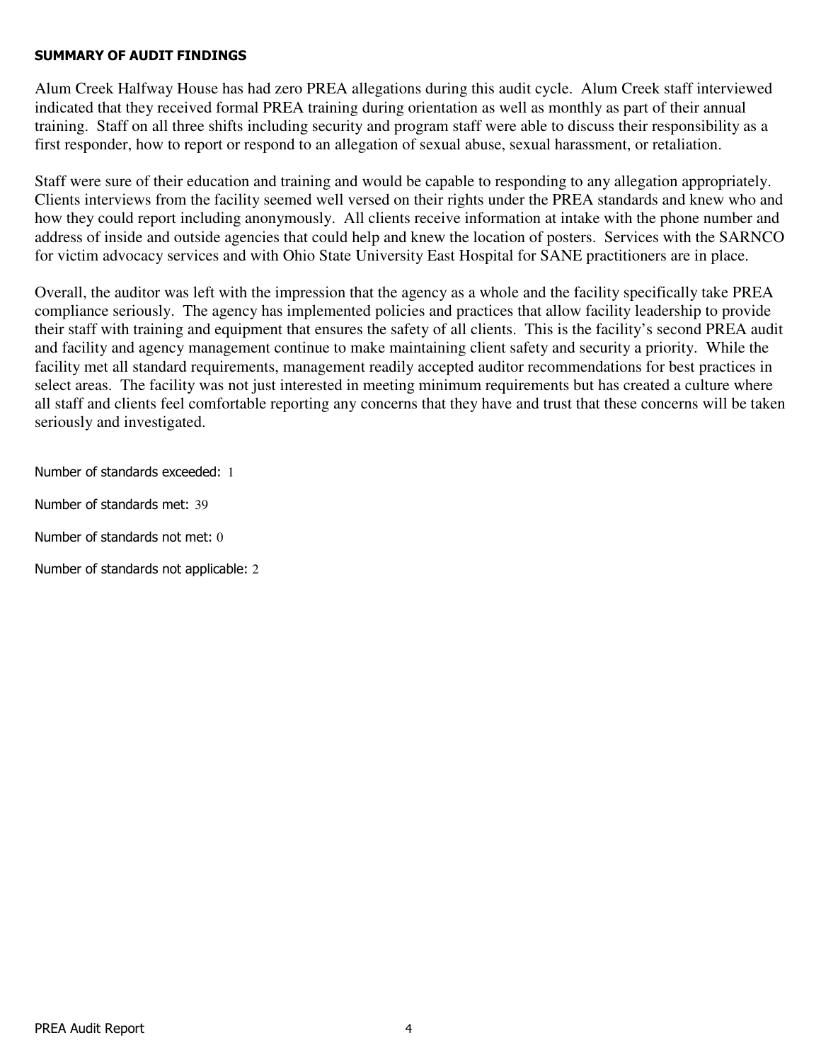## SUMMARY OF AUDIT FINDINGS

Alum Creek Halfway House has had zero PREA allegations during this audit cycle. Alum Creek staff interviewed indicated that they received formal PREA training during orientation as well as monthly as part of their annual training. Staff on all three shifts including security and program staff were able to discuss their responsibility as a first responder, how to report or respond to an allegation of sexual abuse, sexual harassment, or retaliation.

Staff were sure of their education and training and would be capable to responding to any allegation appropriately. Clients interviews from the facility seemed well versed on their rights under the PREA standards and knew who and how they could report including anonymously. All clients receive information at intake with the phone number and address of inside and outside agencies that could help and knew the location of posters. Services with the SARNCO for victim advocacy services and with Ohio State University East Hospital for SANE practitioners are in place.

Overall, the auditor was left with the impression that the agency as a whole and the facility specifically take PREA compliance seriously. The agency has implemented policies and practices that allow facility leadership to provide their staff with training and equipment that ensures the safety of all clients. This is the facility's second PREA audit and facility and agency management continue to make maintaining client safety and security a priority. While the facility met all standard requirements, management readily accepted auditor recommendations for best practices in select areas. The facility was not just interested in meeting minimum requirements but has created a culture where all staff and clients feel comfortable reporting any concerns that they have and trust that these concerns will be taken seriously and investigated.

Number of standards exceeded: 1

Number of standards met: 39

Number of standards not met: 0

Number of standards not applicable: 2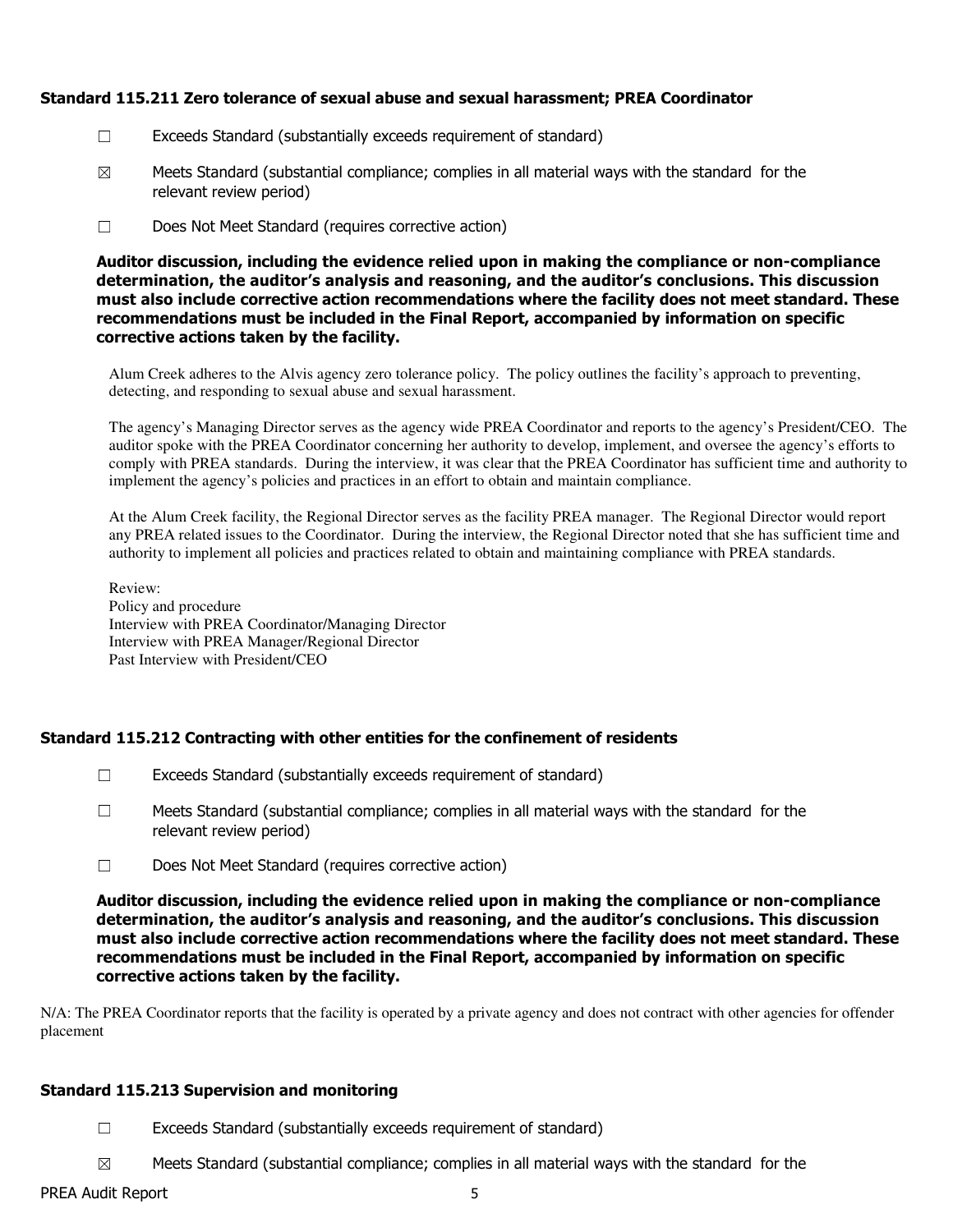### Standard 115.211 Zero tolerance of sexual abuse and sexual harassment; PREA Coordinator

☐ Exceeds Standard (substantially exceeds requirement of standard)

☒ Meets Standard (substantial compliance; complies in all material ways with the standard for the relevant review period)

☐ Does Not Meet Standard (requires corrective action)

**Auditor discussion, including the evidence relied upon in making the compliance or non-compliance determination, the auditor's analysis and reasoning, and the auditor's conclusions. This discussion must also include corrective action recommendations where the facility does not meet standard. These recommendations must be included in the Final Report, accompanied by information on specific corrective actions taken by the facility.**

Alum Creek adheres to the Alvis agency zero tolerance policy. The policy outlines the facility's approach to preventing, detecting, and responding to sexual abuse and sexual harassment.

The agency's Managing Director serves as the agency wide PREA Coordinator and reports to the agency's President/CEO. The auditor spoke with the PREA Coordinator concerning her authority to develop, implement, and oversee the agency's efforts to comply with PREA standards. During the interview, it was clear that the PREA Coordinator has sufficient time and authority to implement the agency's policies and practices in an effort to obtain and maintain compliance.

At the Alum Creek facility, the Regional Director serves as the facility PREA manager. The Regional Director would report any PREA related issues to the Coordinator. During the interview, the Regional Director noted that she has sufficient time and authority to implement all policies and practices related to obtain and maintaining compliance with PREA standards.

Review:
Policy and procedure
Interview with PREA Coordinator/Managing Director
Interview with PREA Manager/Regional Director
Past Interview with President/CEO

### Standard 115.212 Contracting with other entities for the confinement of residents

☐ Exceeds Standard (substantially exceeds requirement of standard)

☐ Meets Standard (substantial compliance; complies in all material ways with the standard for the relevant review period)

☐ Does Not Meet Standard (requires corrective action)

**Auditor discussion, including the evidence relied upon in making the compliance or non-compliance determination, the auditor's analysis and reasoning, and the auditor's conclusions. This discussion must also include corrective action recommendations where the facility does not meet standard. These recommendations must be included in the Final Report, accompanied by information on specific corrective actions taken by the facility.**

N/A: The PREA Coordinator reports that the facility is operated by a private agency and does not contract with other agencies for offender placement

### Standard 115.213 Supervision and monitoring

☐ Exceeds Standard (substantially exceeds requirement of standard)

☒ Meets Standard (substantial compliance; complies in all material ways with the standard for the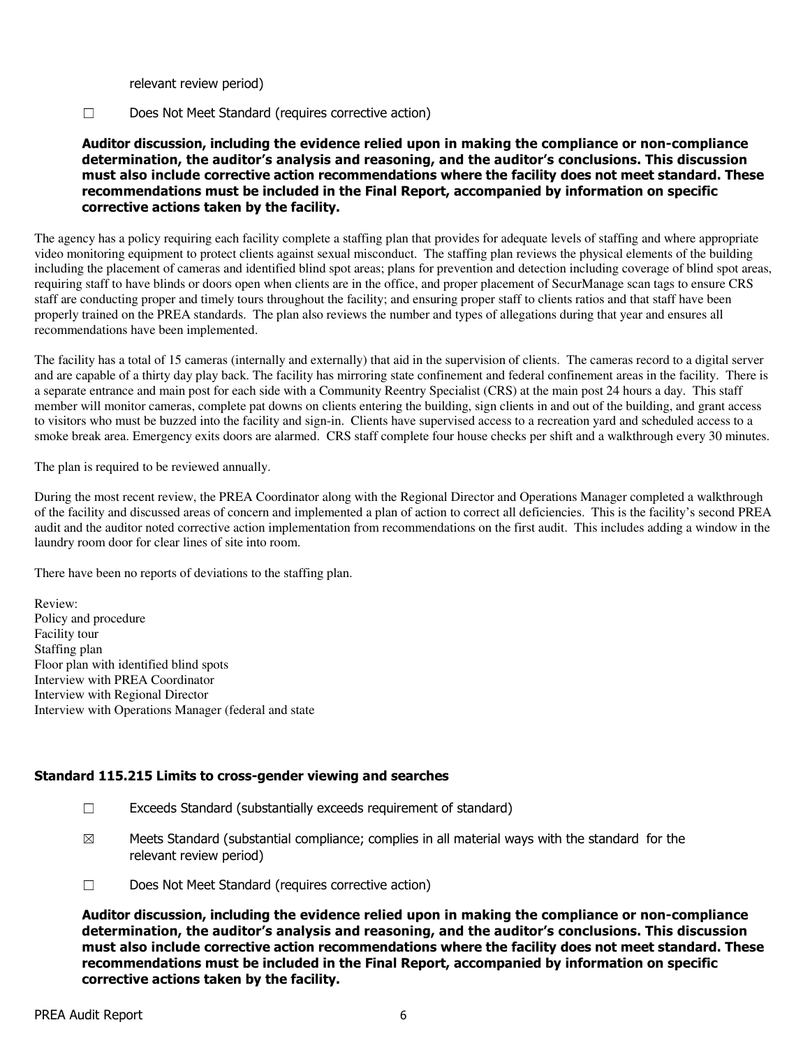relevant review period)

☐ Does Not Meet Standard (requires corrective action)

**Auditor discussion, including the evidence relied upon in making the compliance or non-compliance determination, the auditor's analysis and reasoning, and the auditor's conclusions. This discussion must also include corrective action recommendations where the facility does not meet standard. These recommendations must be included in the Final Report, accompanied by information on specific corrective actions taken by the facility.**

The agency has a policy requiring each facility complete a staffing plan that provides for adequate levels of staffing and where appropriate video monitoring equipment to protect clients against sexual misconduct. The staffing plan reviews the physical elements of the building including the placement of cameras and identified blind spot areas; plans for prevention and detection including coverage of blind spot areas, requiring staff to have blinds or doors open when clients are in the office, and proper placement of SecurManage scan tags to ensure CRS staff are conducting proper and timely tours throughout the facility; and ensuring proper staff to clients ratios and that staff have been properly trained on the PREA standards. The plan also reviews the number and types of allegations during that year and ensures all recommendations have been implemented.

The facility has a total of 15 cameras (internally and externally) that aid in the supervision of clients. The cameras record to a digital server and are capable of a thirty day play back. The facility has mirroring state confinement and federal confinement areas in the facility. There is a separate entrance and main post for each side with a Community Reentry Specialist (CRS) at the main post 24 hours a day. This staff member will monitor cameras, complete pat downs on clients entering the building, sign clients in and out of the building, and grant access to visitors who must be buzzed into the facility and sign-in. Clients have supervised access to a recreation yard and scheduled access to a smoke break area. Emergency exits doors are alarmed. CRS staff complete four house checks per shift and a walkthrough every 30 minutes.

The plan is required to be reviewed annually.

During the most recent review, the PREA Coordinator along with the Regional Director and Operations Manager completed a walkthrough of the facility and discussed areas of concern and implemented a plan of action to correct all deficiencies. This is the facility's second PREA audit and the auditor noted corrective action implementation from recommendations on the first audit. This includes adding a window in the laundry room door for clear lines of site into room.

There have been no reports of deviations to the staffing plan.

Review:
Policy and procedure
Facility tour
Staffing plan
Floor plan with identified blind spots
Interview with PREA Coordinator
Interview with Regional Director
Interview with Operations Manager (federal and state

### Standard 115.215 Limits to cross-gender viewing and searches

☐ Exceeds Standard (substantially exceeds requirement of standard)

☒ Meets Standard (substantial compliance; complies in all material ways with the standard for the relevant review period)

☐ Does Not Meet Standard (requires corrective action)

**Auditor discussion, including the evidence relied upon in making the compliance or non-compliance determination, the auditor's analysis and reasoning, and the auditor's conclusions. This discussion must also include corrective action recommendations where the facility does not meet standard. These recommendations must be included in the Final Report, accompanied by information on specific corrective actions taken by the facility.**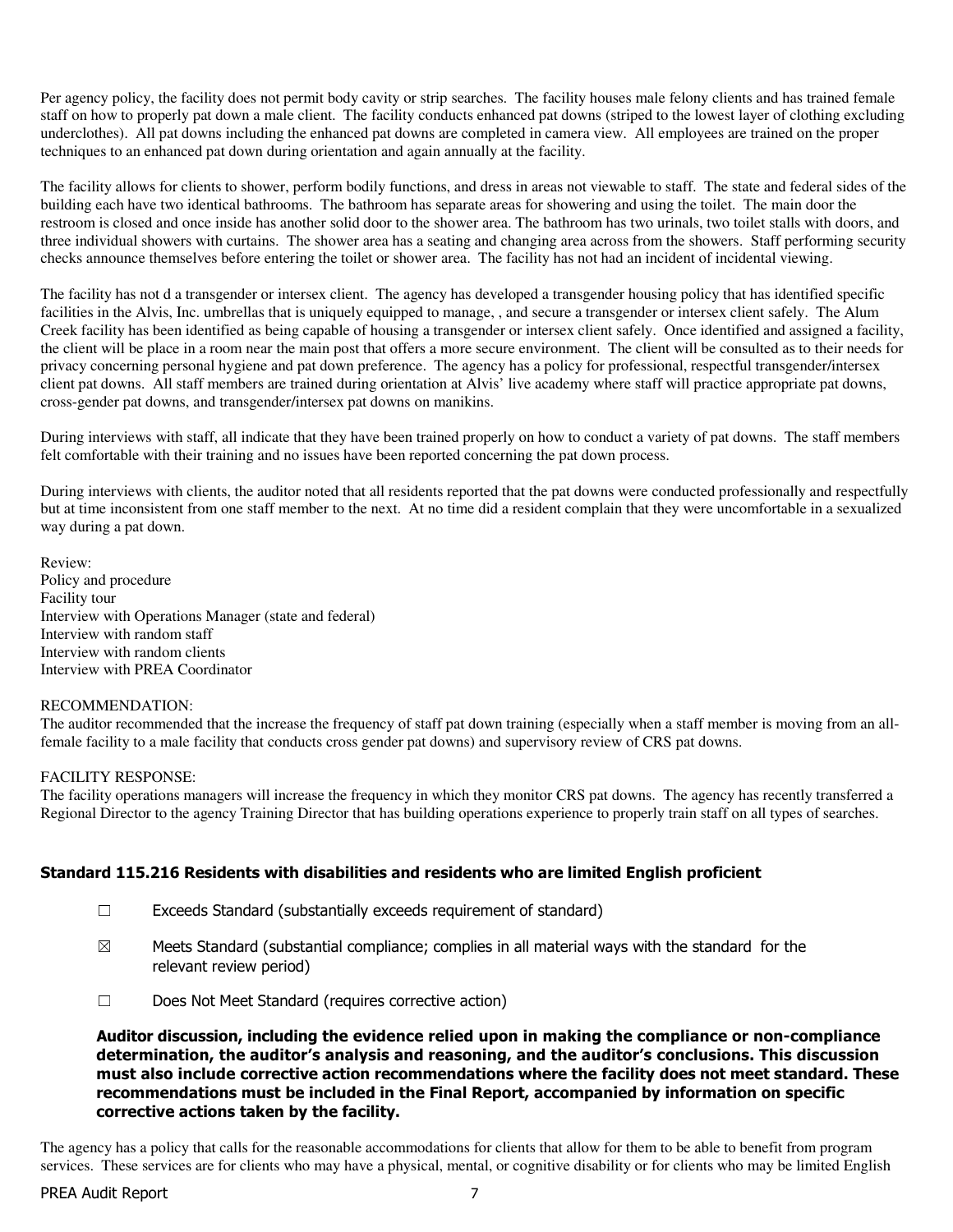Per agency policy, the facility does not permit body cavity or strip searches. The facility houses male felony clients and has trained female staff on how to properly pat down a male client. The facility conducts enhanced pat downs (striped to the lowest layer of clothing excluding underclothes). All pat downs including the enhanced pat downs are completed in camera view. All employees are trained on the proper techniques to an enhanced pat down during orientation and again annually at the facility.

The facility allows for clients to shower, perform bodily functions, and dress in areas not viewable to staff. The state and federal sides of the building each have two identical bathrooms. The bathroom has separate areas for showering and using the toilet. The main door the restroom is closed and once inside has another solid door to the shower area. The bathroom has two urinals, two toilet stalls with doors, and three individual showers with curtains. The shower area has a seating and changing area across from the showers. Staff performing security checks announce themselves before entering the toilet or shower area. The facility has not had an incident of incidental viewing.

The facility has not d a transgender or intersex client. The agency has developed a transgender housing policy that has identified specific facilities in the Alvis, Inc. umbrellas that is uniquely equipped to manage, , and secure a transgender or intersex client safely. The Alum Creek facility has been identified as being capable of housing a transgender or intersex client safely. Once identified and assigned a facility, the client will be place in a room near the main post that offers a more secure environment. The client will be consulted as to their needs for privacy concerning personal hygiene and pat down preference. The agency has a policy for professional, respectful transgender/intersex client pat downs. All staff members are trained during orientation at Alvis' live academy where staff will practice appropriate pat downs, cross-gender pat downs, and transgender/intersex pat downs on manikins.

During interviews with staff, all indicate that they have been trained properly on how to conduct a variety of pat downs. The staff members felt comfortable with their training and no issues have been reported concerning the pat down process.

During interviews with clients, the auditor noted that all residents reported that the pat downs were conducted professionally and respectfully but at time inconsistent from one staff member to the next. At no time did a resident complain that they were uncomfortable in a sexualized way during a pat down.

Review:
Policy and procedure
Facility tour
Interview with Operations Manager (state and federal)
Interview with random staff
Interview with random clients
Interview with PREA Coordinator

RECOMMENDATION:
The auditor recommended that the increase the frequency of staff pat down training (especially when a staff member is moving from an all-female facility to a male facility that conducts cross gender pat downs) and supervisory review of CRS pat downs.

FACILITY RESPONSE:
The facility operations managers will increase the frequency in which they monitor CRS pat downs. The agency has recently transferred a Regional Director to the agency Training Director that has building operations experience to properly train staff on all types of searches.

## Standard 115.216 Residents with disabilities and residents who are limited English proficient

☐ Exceeds Standard (substantially exceeds requirement of standard)

☒ Meets Standard (substantial compliance; complies in all material ways with the standard for the relevant review period)

☐ Does Not Meet Standard (requires corrective action)

**Auditor discussion, including the evidence relied upon in making the compliance or non-compliance determination, the auditor's analysis and reasoning, and the auditor's conclusions. This discussion must also include corrective action recommendations where the facility does not meet standard. These recommendations must be included in the Final Report, accompanied by information on specific corrective actions taken by the facility.**

The agency has a policy that calls for the reasonable accommodations for clients that allow for them to be able to benefit from program services. These services are for clients who may have a physical, mental, or cognitive disability or for clients who may be limited English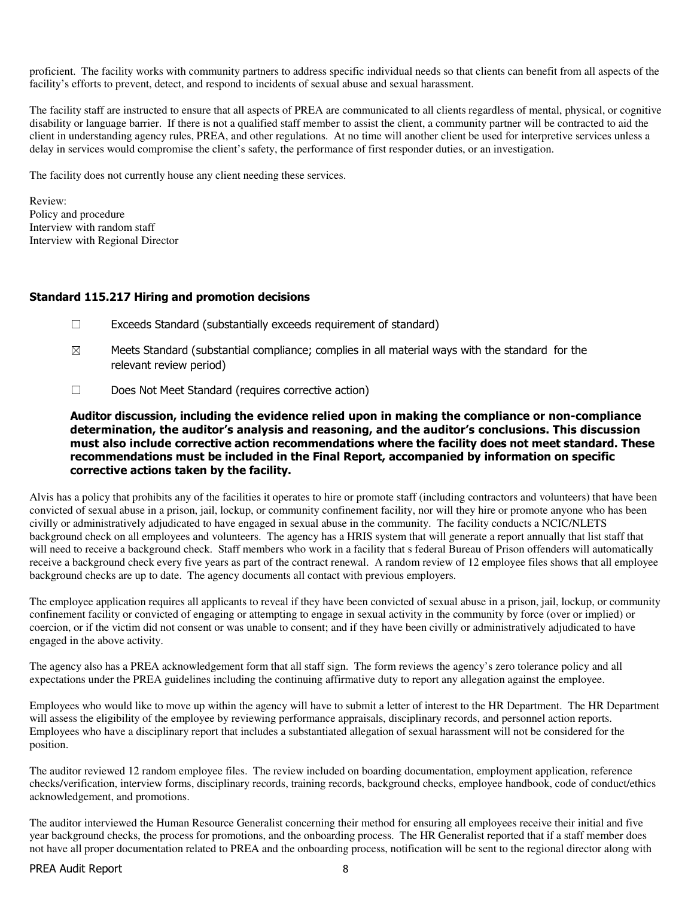proficient. The facility works with community partners to address specific individual needs so that clients can benefit from all aspects of the facility's efforts to prevent, detect, and respond to incidents of sexual abuse and sexual harassment.

The facility staff are instructed to ensure that all aspects of PREA are communicated to all clients regardless of mental, physical, or cognitive disability or language barrier. If there is not a qualified staff member to assist the client, a community partner will be contracted to aid the client in understanding agency rules, PREA, and other regulations. At no time will another client be used for interpretive services unless a delay in services would compromise the client's safety, the performance of first responder duties, or an investigation.

The facility does not currently house any client needing these services.

Review:
Policy and procedure
Interview with random staff
Interview with Regional Director

### Standard 115.217 Hiring and promotion decisions

☐ Exceeds Standard (substantially exceeds requirement of standard)

☒ Meets Standard (substantial compliance; complies in all material ways with the standard for the relevant review period)

☐ Does Not Meet Standard (requires corrective action)

**Auditor discussion, including the evidence relied upon in making the compliance or non-compliance determination, the auditor's analysis and reasoning, and the auditor's conclusions. This discussion must also include corrective action recommendations where the facility does not meet standard. These recommendations must be included in the Final Report, accompanied by information on specific corrective actions taken by the facility.**

Alvis has a policy that prohibits any of the facilities it operates to hire or promote staff (including contractors and volunteers) that have been convicted of sexual abuse in a prison, jail, lockup, or community confinement facility, nor will they hire or promote anyone who has been civilly or administratively adjudicated to have engaged in sexual abuse in the community. The facility conducts a NCIC/NLETS background check on all employees and volunteers. The agency has a HRIS system that will generate a report annually that list staff that will need to receive a background check. Staff members who work in a facility that s federal Bureau of Prison offenders will automatically receive a background check every five years as part of the contract renewal. A random review of 12 employee files shows that all employee background checks are up to date. The agency documents all contact with previous employers.

The employee application requires all applicants to reveal if they have been convicted of sexual abuse in a prison, jail, lockup, or community confinement facility or convicted of engaging or attempting to engage in sexual activity in the community by force (over or implied) or coercion, or if the victim did not consent or was unable to consent; and if they have been civilly or administratively adjudicated to have engaged in the above activity.

The agency also has a PREA acknowledgement form that all staff sign. The form reviews the agency's zero tolerance policy and all expectations under the PREA guidelines including the continuing affirmative duty to report any allegation against the employee.

Employees who would like to move up within the agency will have to submit a letter of interest to the HR Department. The HR Department will assess the eligibility of the employee by reviewing performance appraisals, disciplinary records, and personnel action reports. Employees who have a disciplinary report that includes a substantiated allegation of sexual harassment will not be considered for the position.

The auditor reviewed 12 random employee files. The review included on boarding documentation, employment application, reference checks/verification, interview forms, disciplinary records, training records, background checks, employee handbook, code of conduct/ethics acknowledgement, and promotions.

The auditor interviewed the Human Resource Generalist concerning their method for ensuring all employees receive their initial and five year background checks, the process for promotions, and the onboarding process. The HR Generalist reported that if a staff member does not have all proper documentation related to PREA and the onboarding process, notification will be sent to the regional director along with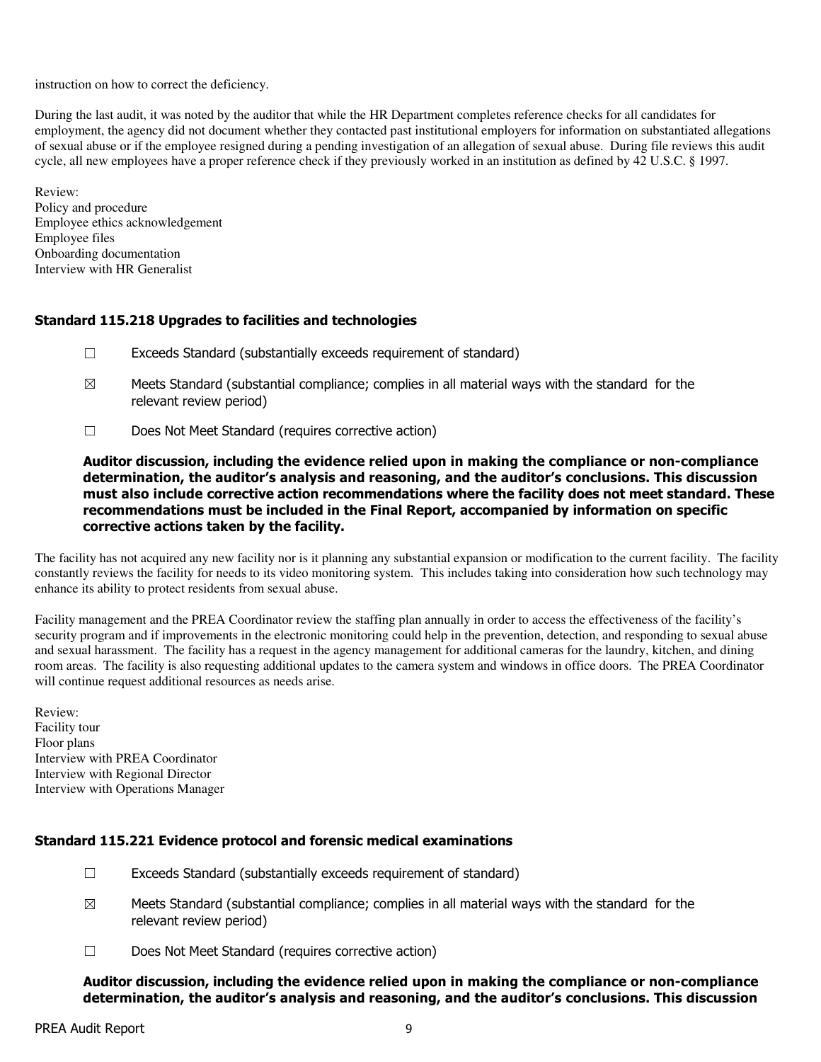instruction on how to correct the deficiency.

During the last audit, it was noted by the auditor that while the HR Department completes reference checks for all candidates for employment, the agency did not document whether they contacted past institutional employers for information on substantiated allegations of sexual abuse or if the employee resigned during a pending investigation of an allegation of sexual abuse. During file reviews this audit cycle, all new employees have a proper reference check if they previously worked in an institution as defined by 42 U.S.C. § 1997.

Review:
Policy and procedure
Employee ethics acknowledgement
Employee files
Onboarding documentation
Interview with HR Generalist

### Standard 115.218 Upgrades to facilities and technologies

☐ Exceeds Standard (substantially exceeds requirement of standard)

☒ Meets Standard (substantial compliance; complies in all material ways with the standard for the relevant review period)

☐ Does Not Meet Standard (requires corrective action)

**Auditor discussion, including the evidence relied upon in making the compliance or non-compliance determination, the auditor's analysis and reasoning, and the auditor's conclusions. This discussion must also include corrective action recommendations where the facility does not meet standard. These recommendations must be included in the Final Report, accompanied by information on specific corrective actions taken by the facility.**

The facility has not acquired any new facility nor is it planning any substantial expansion or modification to the current facility. The facility constantly reviews the facility for needs to its video monitoring system. This includes taking into consideration how such technology may enhance its ability to protect residents from sexual abuse.

Facility management and the PREA Coordinator review the staffing plan annually in order to access the effectiveness of the facility's security program and if improvements in the electronic monitoring could help in the prevention, detection, and responding to sexual abuse and sexual harassment. The facility has a request in the agency management for additional cameras for the laundry, kitchen, and dining room areas. The facility is also requesting additional updates to the camera system and windows in office doors. The PREA Coordinator will continue request additional resources as needs arise.

Review:
Facility tour
Floor plans
Interview with PREA Coordinator
Interview with Regional Director
Interview with Operations Manager

### Standard 115.221 Evidence protocol and forensic medical examinations

☐ Exceeds Standard (substantially exceeds requirement of standard)

☒ Meets Standard (substantial compliance; complies in all material ways with the standard for the relevant review period)

☐ Does Not Meet Standard (requires corrective action)

**Auditor discussion, including the evidence relied upon in making the compliance or non-compliance determination, the auditor's analysis and reasoning, and the auditor's conclusions. This discussion**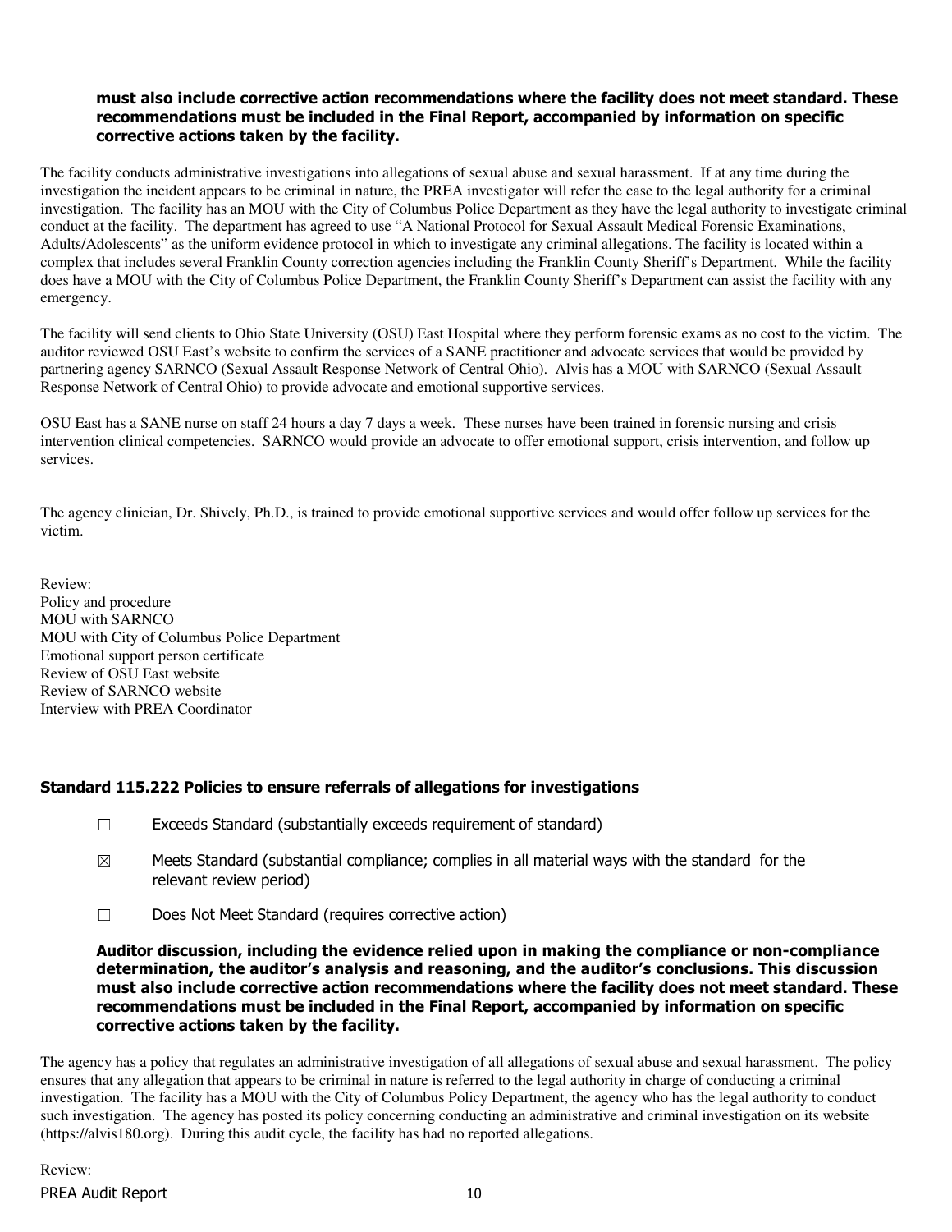**must also include corrective action recommendations where the facility does not meet standard. These recommendations must be included in the Final Report, accompanied by information on specific corrective actions taken by the facility.**

The facility conducts administrative investigations into allegations of sexual abuse and sexual harassment. If at any time during the investigation the incident appears to be criminal in nature, the PREA investigator will refer the case to the legal authority for a criminal investigation. The facility has an MOU with the City of Columbus Police Department as they have the legal authority to investigate criminal conduct at the facility. The department has agreed to use "A National Protocol for Sexual Assault Medical Forensic Examinations, Adults/Adolescents" as the uniform evidence protocol in which to investigate any criminal allegations. The facility is located within a complex that includes several Franklin County correction agencies including the Franklin County Sheriff's Department. While the facility does have a MOU with the City of Columbus Police Department, the Franklin County Sheriff's Department can assist the facility with any emergency.

The facility will send clients to Ohio State University (OSU) East Hospital where they perform forensic exams as no cost to the victim. The auditor reviewed OSU East's website to confirm the services of a SANE practitioner and advocate services that would be provided by partnering agency SARNCO (Sexual Assault Response Network of Central Ohio). Alvis has a MOU with SARNCO (Sexual Assault Response Network of Central Ohio) to provide advocate and emotional supportive services.

OSU East has a SANE nurse on staff 24 hours a day 7 days a week. These nurses have been trained in forensic nursing and crisis intervention clinical competencies. SARNCO would provide an advocate to offer emotional support, crisis intervention, and follow up services.

The agency clinician, Dr. Shively, Ph.D., is trained to provide emotional supportive services and would offer follow up services for the victim.

Review:
Policy and procedure
MOU with SARNCO
MOU with City of Columbus Police Department
Emotional support person certificate
Review of OSU East website
Review of SARNCO website
Interview with PREA Coordinator

### Standard 115.222 Policies to ensure referrals of allegations for investigations

☐ Exceeds Standard (substantially exceeds requirement of standard)

☒ Meets Standard (substantial compliance; complies in all material ways with the standard for the relevant review period)

☐ Does Not Meet Standard (requires corrective action)

**Auditor discussion, including the evidence relied upon in making the compliance or non-compliance determination, the auditor's analysis and reasoning, and the auditor's conclusions. This discussion must also include corrective action recommendations where the facility does not meet standard. These recommendations must be included in the Final Report, accompanied by information on specific corrective actions taken by the facility.**

The agency has a policy that regulates an administrative investigation of all allegations of sexual abuse and sexual harassment. The policy ensures that any allegation that appears to be criminal in nature is referred to the legal authority in charge of conducting a criminal investigation. The facility has a MOU with the City of Columbus Policy Department, the agency who has the legal authority to conduct such investigation. The agency has posted its policy concerning conducting an administrative and criminal investigation on its website (https://alvis180.org). During this audit cycle, the facility has had no reported allegations.

Review: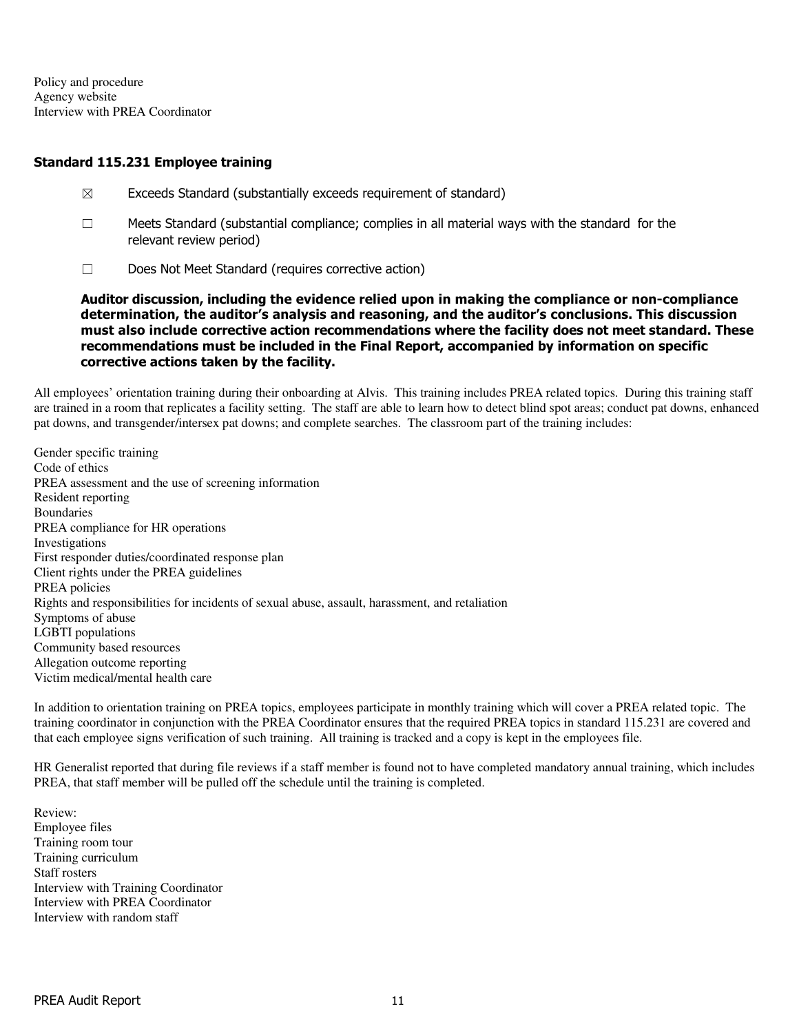Policy and procedure
Agency website
Interview with PREA Coordinator

### Standard 115.231 Employee training

☒ Exceeds Standard (substantially exceeds requirement of standard)

☐ Meets Standard (substantial compliance; complies in all material ways with the standard for the relevant review period)

☐ Does Not Meet Standard (requires corrective action)

**Auditor discussion, including the evidence relied upon in making the compliance or non-compliance determination, the auditor's analysis and reasoning, and the auditor's conclusions. This discussion must also include corrective action recommendations where the facility does not meet standard. These recommendations must be included in the Final Report, accompanied by information on specific corrective actions taken by the facility.**

All employees' orientation training during their onboarding at Alvis. This training includes PREA related topics. During this training staff are trained in a room that replicates a facility setting. The staff are able to learn how to detect blind spot areas; conduct pat downs, enhanced pat downs, and transgender/intersex pat downs; and complete searches. The classroom part of the training includes:

Gender specific training
Code of ethics
PREA assessment and the use of screening information
Resident reporting
Boundaries
PREA compliance for HR operations
Investigations
First responder duties/coordinated response plan
Client rights under the PREA guidelines
PREA policies
Rights and responsibilities for incidents of sexual abuse, assault, harassment, and retaliation
Symptoms of abuse
LGBTI populations
Community based resources
Allegation outcome reporting
Victim medical/mental health care

In addition to orientation training on PREA topics, employees participate in monthly training which will cover a PREA related topic. The training coordinator in conjunction with the PREA Coordinator ensures that the required PREA topics in standard 115.231 are covered and that each employee signs verification of such training. All training is tracked and a copy is kept in the employees file.

HR Generalist reported that during file reviews if a staff member is found not to have completed mandatory annual training, which includes PREA, that staff member will be pulled off the schedule until the training is completed.

Review:
Employee files
Training room tour
Training curriculum
Staff rosters
Interview with Training Coordinator
Interview with PREA Coordinator
Interview with random staff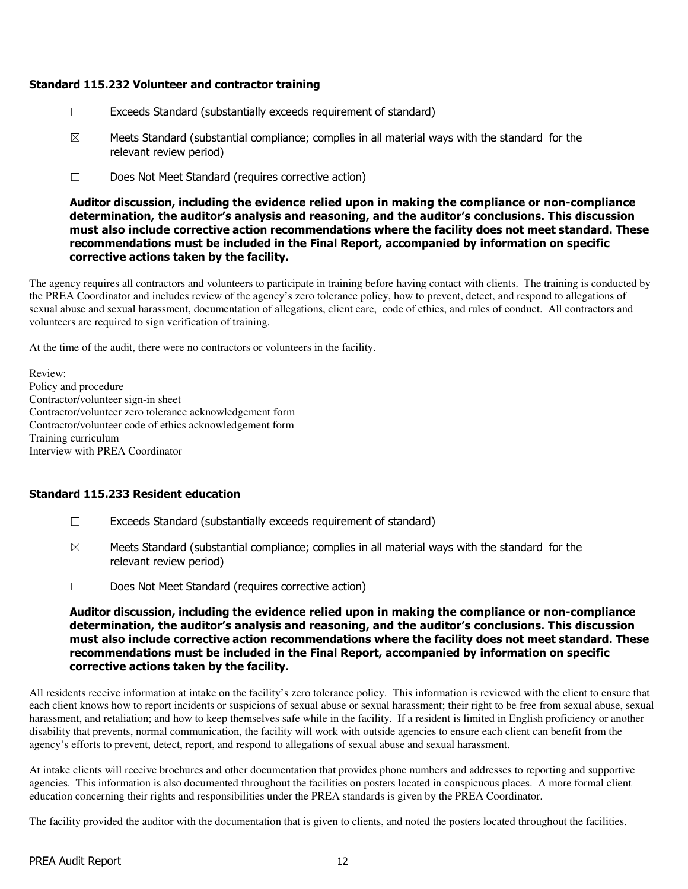### Standard 115.232 Volunteer and contractor training

☐ Exceeds Standard (substantially exceeds requirement of standard)

☒ Meets Standard (substantial compliance; complies in all material ways with the standard for the relevant review period)

☐ Does Not Meet Standard (requires corrective action)

**Auditor discussion, including the evidence relied upon in making the compliance or non-compliance determination, the auditor's analysis and reasoning, and the auditor's conclusions. This discussion must also include corrective action recommendations where the facility does not meet standard. These recommendations must be included in the Final Report, accompanied by information on specific corrective actions taken by the facility.**

The agency requires all contractors and volunteers to participate in training before having contact with clients. The training is conducted by the PREA Coordinator and includes review of the agency's zero tolerance policy, how to prevent, detect, and respond to allegations of sexual abuse and sexual harassment, documentation of allegations, client care, code of ethics, and rules of conduct. All contractors and volunteers are required to sign verification of training.

At the time of the audit, there were no contractors or volunteers in the facility.

Review:
Policy and procedure
Contractor/volunteer sign-in sheet
Contractor/volunteer zero tolerance acknowledgement form
Contractor/volunteer code of ethics acknowledgement form
Training curriculum
Interview with PREA Coordinator

### Standard 115.233 Resident education

☐ Exceeds Standard (substantially exceeds requirement of standard)

☒ Meets Standard (substantial compliance; complies in all material ways with the standard for the relevant review period)

☐ Does Not Meet Standard (requires corrective action)

**Auditor discussion, including the evidence relied upon in making the compliance or non-compliance determination, the auditor's analysis and reasoning, and the auditor's conclusions. This discussion must also include corrective action recommendations where the facility does not meet standard. These recommendations must be included in the Final Report, accompanied by information on specific corrective actions taken by the facility.**

All residents receive information at intake on the facility's zero tolerance policy. This information is reviewed with the client to ensure that each client knows how to report incidents or suspicions of sexual abuse or sexual harassment; their right to be free from sexual abuse, sexual harassment, and retaliation; and how to keep themselves safe while in the facility. If a resident is limited in English proficiency or another disability that prevents, normal communication, the facility will work with outside agencies to ensure each client can benefit from the agency's efforts to prevent, detect, report, and respond to allegations of sexual abuse and sexual harassment.

At intake clients will receive brochures and other documentation that provides phone numbers and addresses to reporting and supportive agencies. This information is also documented throughout the facilities on posters located in conspicuous places. A more formal client education concerning their rights and responsibilities under the PREA standards is given by the PREA Coordinator.

The facility provided the auditor with the documentation that is given to clients, and noted the posters located throughout the facilities.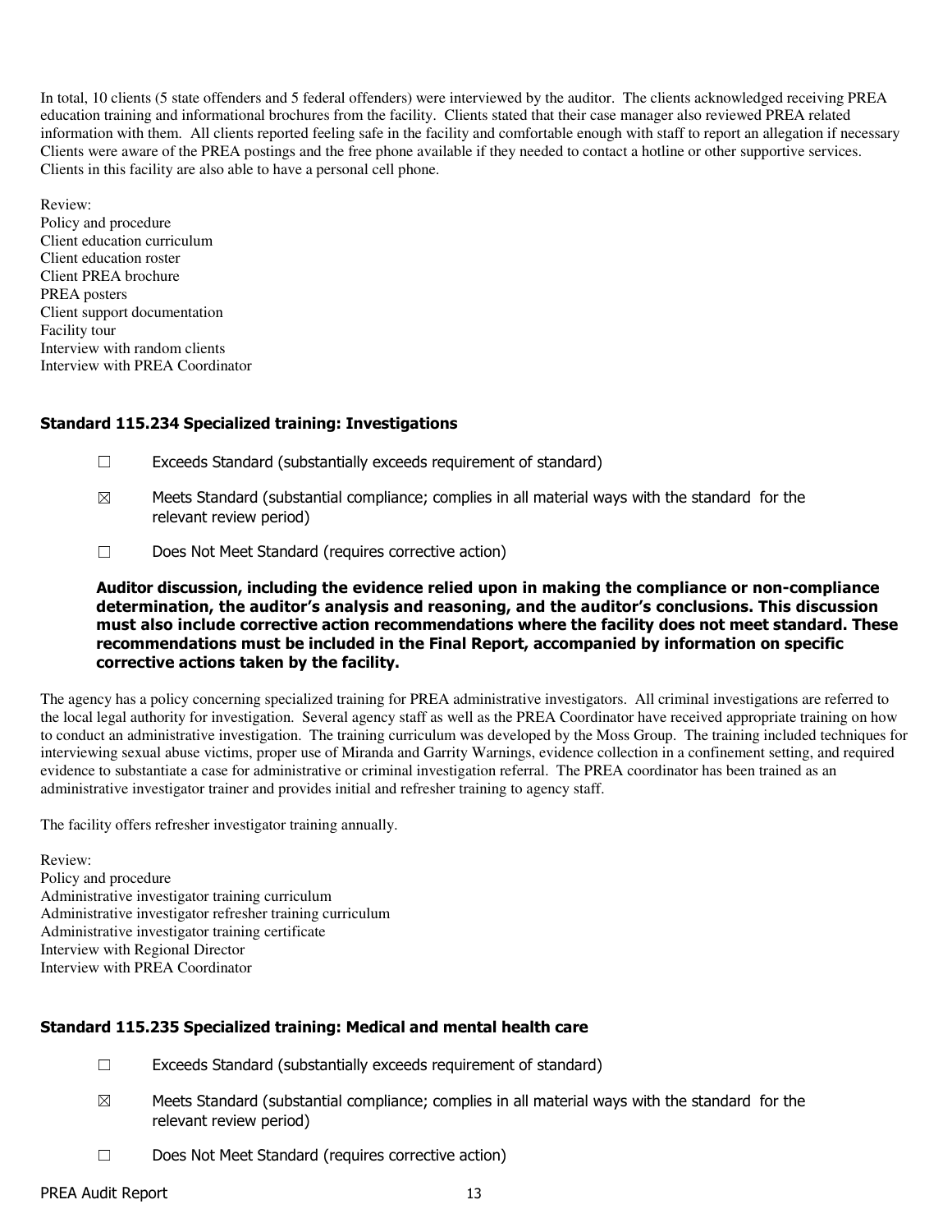In total, 10 clients (5 state offenders and 5 federal offenders) were interviewed by the auditor. The clients acknowledged receiving PREA education training and informational brochures from the facility. Clients stated that their case manager also reviewed PREA related information with them. All clients reported feeling safe in the facility and comfortable enough with staff to report an allegation if necessary Clients were aware of the PREA postings and the free phone available if they needed to contact a hotline or other supportive services. Clients in this facility are also able to have a personal cell phone.

Review:
Policy and procedure
Client education curriculum
Client education roster
Client PREA brochure
PREA posters
Client support documentation
Facility tour
Interview with random clients
Interview with PREA Coordinator

### Standard 115.234 Specialized training: Investigations

☐ Exceeds Standard (substantially exceeds requirement of standard)

☒ Meets Standard (substantial compliance; complies in all material ways with the standard for the relevant review period)

☐ Does Not Meet Standard (requires corrective action)

**Auditor discussion, including the evidence relied upon in making the compliance or non-compliance determination, the auditor's analysis and reasoning, and the auditor's conclusions. This discussion must also include corrective action recommendations where the facility does not meet standard. These recommendations must be included in the Final Report, accompanied by information on specific corrective actions taken by the facility.**

The agency has a policy concerning specialized training for PREA administrative investigators. All criminal investigations are referred to the local legal authority for investigation. Several agency staff as well as the PREA Coordinator have received appropriate training on how to conduct an administrative investigation. The training curriculum was developed by the Moss Group. The training included techniques for interviewing sexual abuse victims, proper use of Miranda and Garrity Warnings, evidence collection in a confinement setting, and required evidence to substantiate a case for administrative or criminal investigation referral. The PREA coordinator has been trained as an administrative investigator trainer and provides initial and refresher training to agency staff.

The facility offers refresher investigator training annually.

Review:
Policy and procedure
Administrative investigator training curriculum
Administrative investigator refresher training curriculum
Administrative investigator training certificate
Interview with Regional Director
Interview with PREA Coordinator

### Standard 115.235 Specialized training: Medical and mental health care

☐ Exceeds Standard (substantially exceeds requirement of standard)

☒ Meets Standard (substantial compliance; complies in all material ways with the standard for the relevant review period)

☐ Does Not Meet Standard (requires corrective action)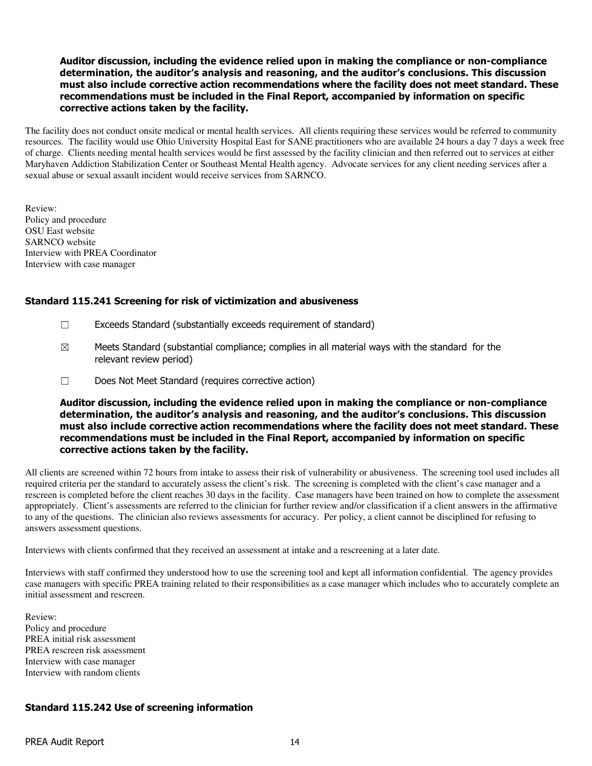**Auditor discussion, including the evidence relied upon in making the compliance or non-compliance determination, the auditor's analysis and reasoning, and the auditor's conclusions. This discussion must also include corrective action recommendations where the facility does not meet standard. These recommendations must be included in the Final Report, accompanied by information on specific corrective actions taken by the facility.**

The facility does not conduct onsite medical or mental health services. All clients requiring these services would be referred to community resources. The facility would use Ohio University Hospital East for SANE practitioners who are available 24 hours a day 7 days a week free of charge. Clients needing mental health services would be first assessed by the facility clinician and then referred out to services at either Maryhaven Addiction Stabilization Center or Southeast Mental Health agency. Advocate services for any client needing services after a sexual abuse or sexual assault incident would receive services from SARNCO.

Review:
Policy and procedure
OSU East website
SARNCO website
Interview with PREA Coordinator
Interview with case manager

### Standard 115.241 Screening for risk of victimization and abusiveness

☐ Exceeds Standard (substantially exceeds requirement of standard)

☒ Meets Standard (substantial compliance; complies in all material ways with the standard for the relevant review period)

☐ Does Not Meet Standard (requires corrective action)

**Auditor discussion, including the evidence relied upon in making the compliance or non-compliance determination, the auditor's analysis and reasoning, and the auditor's conclusions. This discussion must also include corrective action recommendations where the facility does not meet standard. These recommendations must be included in the Final Report, accompanied by information on specific corrective actions taken by the facility.**

All clients are screened within 72 hours from intake to assess their risk of vulnerability or abusiveness. The screening tool used includes all required criteria per the standard to accurately assess the client's risk. The screening is completed with the client's case manager and a rescreen is completed before the client reaches 30 days in the facility. Case managers have been trained on how to complete the assessment appropriately. Client's assessments are referred to the clinician for further review and/or classification if a client answers in the affirmative to any of the questions. The clinician also reviews assessments for accuracy. Per policy, a client cannot be disciplined for refusing to answers assessment questions.

Interviews with clients confirmed that they received an assessment at intake and a rescreening at a later date.

Interviews with staff confirmed they understood how to use the screening tool and kept all information confidential. The agency provides case managers with specific PREA training related to their responsibilities as a case manager which includes who to accurately complete an initial assessment and rescreen.

Review:
Policy and procedure
PREA initial risk assessment
PREA rescreen risk assessment
Interview with case manager
Interview with random clients

### Standard 115.242 Use of screening information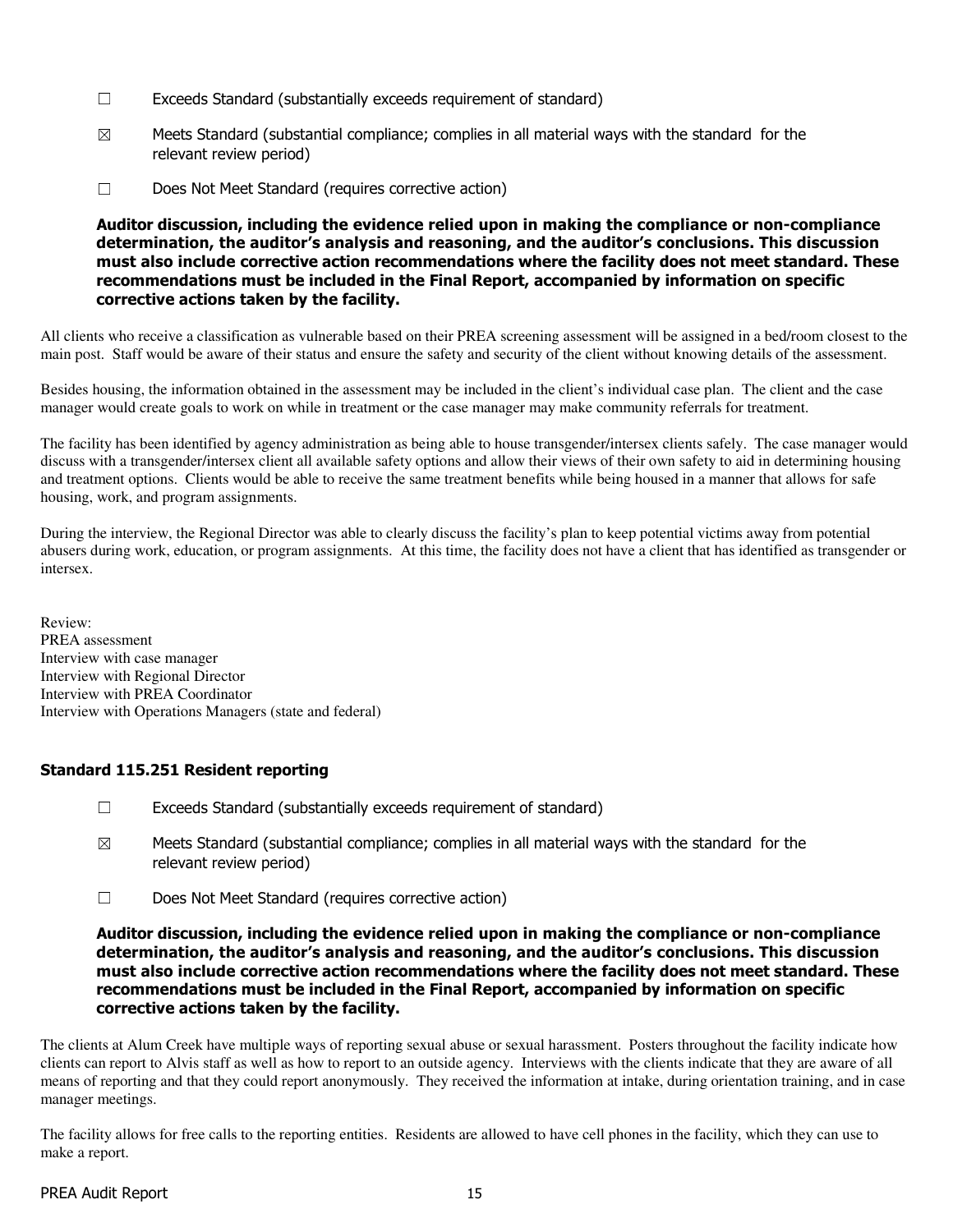☐ Exceeds Standard (substantially exceeds requirement of standard)

☒ Meets Standard (substantial compliance; complies in all material ways with the standard for the relevant review period)

☐ Does Not Meet Standard (requires corrective action)

**Auditor discussion, including the evidence relied upon in making the compliance or non-compliance determination, the auditor's analysis and reasoning, and the auditor's conclusions. This discussion must also include corrective action recommendations where the facility does not meet standard. These recommendations must be included in the Final Report, accompanied by information on specific corrective actions taken by the facility.**

All clients who receive a classification as vulnerable based on their PREA screening assessment will be assigned in a bed/room closest to the main post. Staff would be aware of their status and ensure the safety and security of the client without knowing details of the assessment.

Besides housing, the information obtained in the assessment may be included in the client's individual case plan. The client and the case manager would create goals to work on while in treatment or the case manager may make community referrals for treatment.

The facility has been identified by agency administration as being able to house transgender/intersex clients safely. The case manager would discuss with a transgender/intersex client all available safety options and allow their views of their own safety to aid in determining housing and treatment options. Clients would be able to receive the same treatment benefits while being housed in a manner that allows for safe housing, work, and program assignments.

During the interview, the Regional Director was able to clearly discuss the facility's plan to keep potential victims away from potential abusers during work, education, or program assignments. At this time, the facility does not have a client that has identified as transgender or intersex.

Review:
PREA assessment
Interview with case manager
Interview with Regional Director
Interview with PREA Coordinator
Interview with Operations Managers (state and federal)

### Standard 115.251 Resident reporting

☐ Exceeds Standard (substantially exceeds requirement of standard)

☒ Meets Standard (substantial compliance; complies in all material ways with the standard for the relevant review period)

☐ Does Not Meet Standard (requires corrective action)

**Auditor discussion, including the evidence relied upon in making the compliance or non-compliance determination, the auditor's analysis and reasoning, and the auditor's conclusions. This discussion must also include corrective action recommendations where the facility does not meet standard. These recommendations must be included in the Final Report, accompanied by information on specific corrective actions taken by the facility.**

The clients at Alum Creek have multiple ways of reporting sexual abuse or sexual harassment. Posters throughout the facility indicate how clients can report to Alvis staff as well as how to report to an outside agency. Interviews with the clients indicate that they are aware of all means of reporting and that they could report anonymously. They received the information at intake, during orientation training, and in case manager meetings.

The facility allows for free calls to the reporting entities. Residents are allowed to have cell phones in the facility, which they can use to make a report.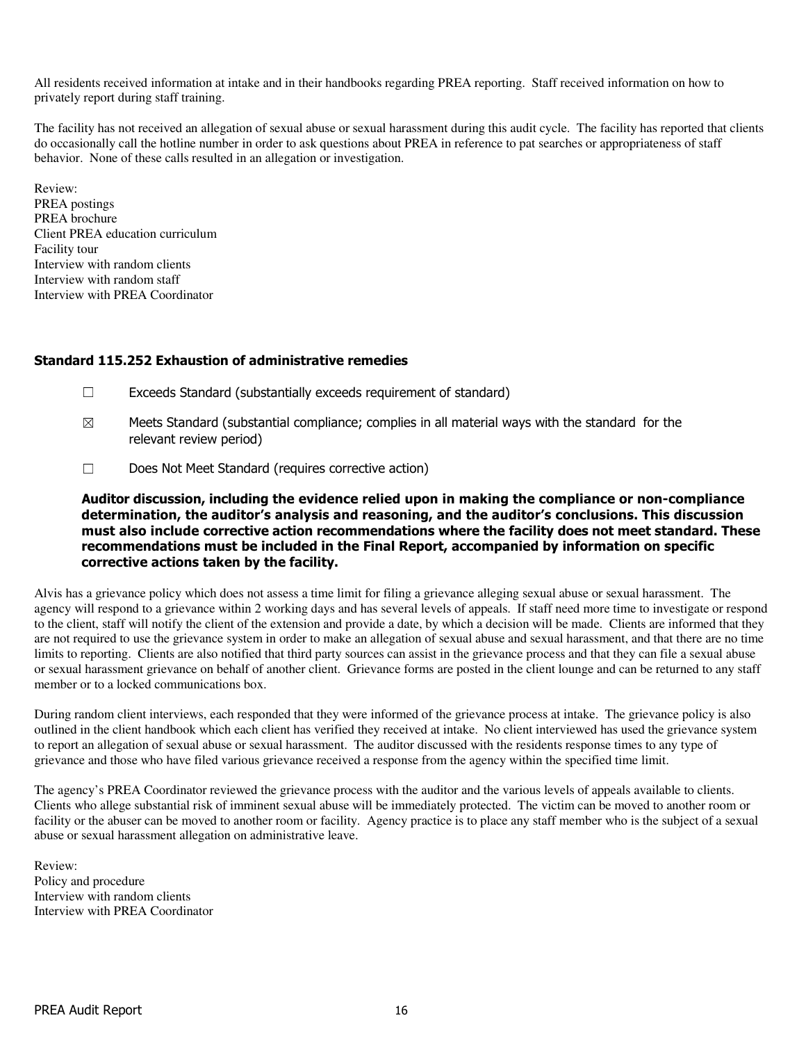All residents received information at intake and in their handbooks regarding PREA reporting. Staff received information on how to privately report during staff training.

The facility has not received an allegation of sexual abuse or sexual harassment during this audit cycle. The facility has reported that clients do occasionally call the hotline number in order to ask questions about PREA in reference to pat searches or appropriateness of staff behavior. None of these calls resulted in an allegation or investigation.

Review:
PREA postings
PREA brochure
Client PREA education curriculum
Facility tour
Interview with random clients
Interview with random staff
Interview with PREA Coordinator

### Standard 115.252 Exhaustion of administrative remedies

☐ Exceeds Standard (substantially exceeds requirement of standard)

☒ Meets Standard (substantial compliance; complies in all material ways with the standard for the relevant review period)

☐ Does Not Meet Standard (requires corrective action)

**Auditor discussion, including the evidence relied upon in making the compliance or non-compliance determination, the auditor's analysis and reasoning, and the auditor's conclusions. This discussion must also include corrective action recommendations where the facility does not meet standard. These recommendations must be included in the Final Report, accompanied by information on specific corrective actions taken by the facility.**

Alvis has a grievance policy which does not assess a time limit for filing a grievance alleging sexual abuse or sexual harassment. The agency will respond to a grievance within 2 working days and has several levels of appeals. If staff need more time to investigate or respond to the client, staff will notify the client of the extension and provide a date, by which a decision will be made. Clients are informed that they are not required to use the grievance system in order to make an allegation of sexual abuse and sexual harassment, and that there are no time limits to reporting. Clients are also notified that third party sources can assist in the grievance process and that they can file a sexual abuse or sexual harassment grievance on behalf of another client. Grievance forms are posted in the client lounge and can be returned to any staff member or to a locked communications box.

During random client interviews, each responded that they were informed of the grievance process at intake. The grievance policy is also outlined in the client handbook which each client has verified they received at intake. No client interviewed has used the grievance system to report an allegation of sexual abuse or sexual harassment. The auditor discussed with the residents response times to any type of grievance and those who have filed various grievance received a response from the agency within the specified time limit.

The agency's PREA Coordinator reviewed the grievance process with the auditor and the various levels of appeals available to clients. Clients who allege substantial risk of imminent sexual abuse will be immediately protected. The victim can be moved to another room or facility or the abuser can be moved to another room or facility. Agency practice is to place any staff member who is the subject of a sexual abuse or sexual harassment allegation on administrative leave.

Review:
Policy and procedure
Interview with random clients
Interview with PREA Coordinator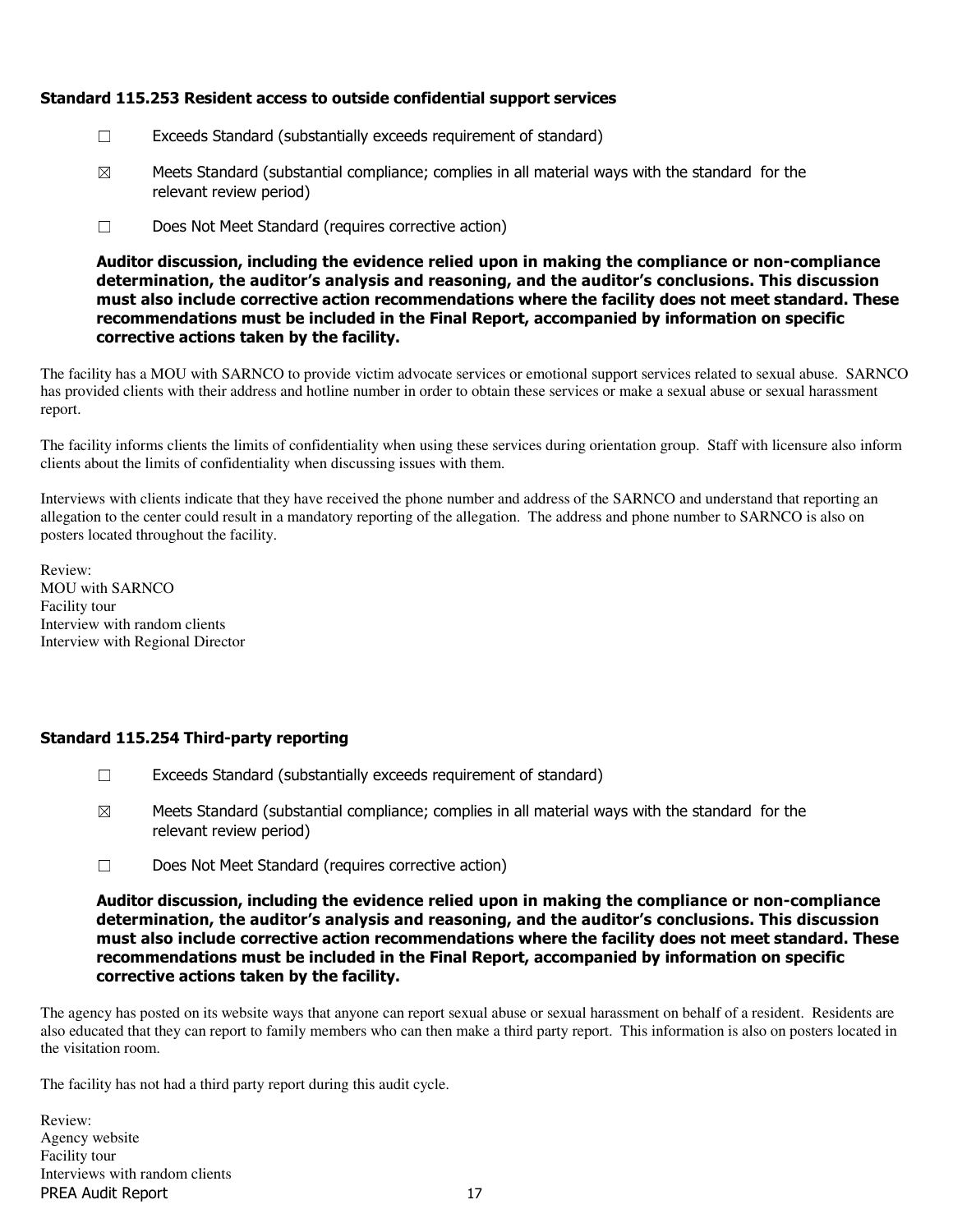### Standard 115.253 Resident access to outside confidential support services

☐ Exceeds Standard (substantially exceeds requirement of standard)

☒ Meets Standard (substantial compliance; complies in all material ways with the standard for the relevant review period)

☐ Does Not Meet Standard (requires corrective action)

**Auditor discussion, including the evidence relied upon in making the compliance or non-compliance determination, the auditor's analysis and reasoning, and the auditor's conclusions. This discussion must also include corrective action recommendations where the facility does not meet standard. These recommendations must be included in the Final Report, accompanied by information on specific corrective actions taken by the facility.**

The facility has a MOU with SARNCO to provide victim advocate services or emotional support services related to sexual abuse. SARNCO has provided clients with their address and hotline number in order to obtain these services or make a sexual abuse or sexual harassment report.

The facility informs clients the limits of confidentiality when using these services during orientation group. Staff with licensure also inform clients about the limits of confidentiality when discussing issues with them.

Interviews with clients indicate that they have received the phone number and address of the SARNCO and understand that reporting an allegation to the center could result in a mandatory reporting of the allegation. The address and phone number to SARNCO is also on posters located throughout the facility.

Review:
MOU with SARNCO
Facility tour
Interview with random clients
Interview with Regional Director

### Standard 115.254 Third-party reporting

☐ Exceeds Standard (substantially exceeds requirement of standard)

☒ Meets Standard (substantial compliance; complies in all material ways with the standard for the relevant review period)

☐ Does Not Meet Standard (requires corrective action)

**Auditor discussion, including the evidence relied upon in making the compliance or non-compliance determination, the auditor's analysis and reasoning, and the auditor's conclusions. This discussion must also include corrective action recommendations where the facility does not meet standard. These recommendations must be included in the Final Report, accompanied by information on specific corrective actions taken by the facility.**

The agency has posted on its website ways that anyone can report sexual abuse or sexual harassment on behalf of a resident. Residents are also educated that they can report to family members who can then make a third party report. This information is also on posters located in the visitation room.

The facility has not had a third party report during this audit cycle.

Review:
Agency website
Facility tour
Interviews with random clients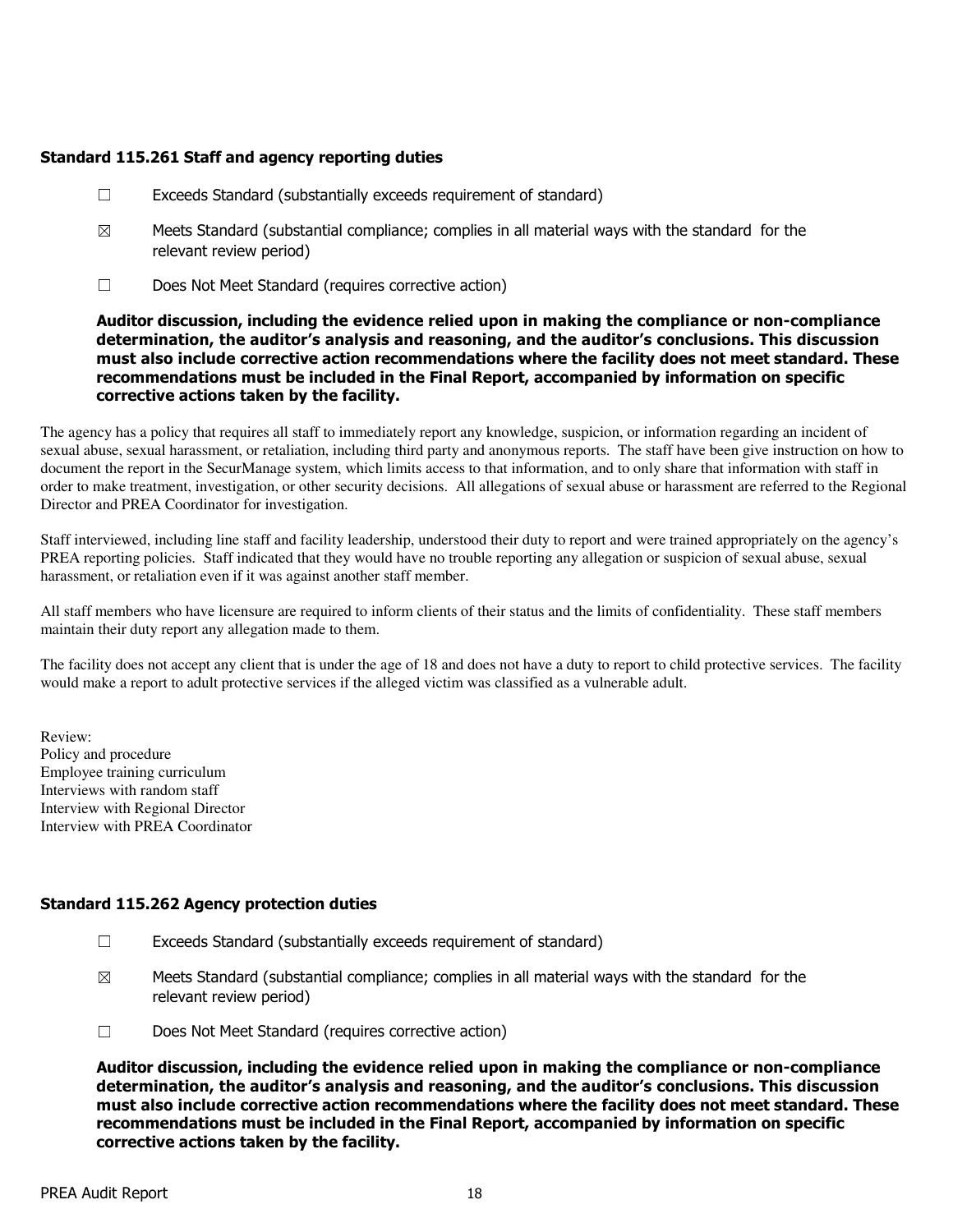### Standard 115.261 Staff and agency reporting duties

- ☐ Exceeds Standard (substantially exceeds requirement of standard)
- ☒ Meets Standard (substantial compliance; complies in all material ways with the standard for the relevant review period)
- ☐ Does Not Meet Standard (requires corrective action)

**Auditor discussion, including the evidence relied upon in making the compliance or non-compliance determination, the auditor's analysis and reasoning, and the auditor's conclusions. This discussion must also include corrective action recommendations where the facility does not meet standard. These recommendations must be included in the Final Report, accompanied by information on specific corrective actions taken by the facility.**

The agency has a policy that requires all staff to immediately report any knowledge, suspicion, or information regarding an incident of sexual abuse, sexual harassment, or retaliation, including third party and anonymous reports. The staff have been give instruction on how to document the report in the SecurManage system, which limits access to that information, and to only share that information with staff in order to make treatment, investigation, or other security decisions. All allegations of sexual abuse or harassment are referred to the Regional Director and PREA Coordinator for investigation.

Staff interviewed, including line staff and facility leadership, understood their duty to report and were trained appropriately on the agency's PREA reporting policies. Staff indicated that they would have no trouble reporting any allegation or suspicion of sexual abuse, sexual harassment, or retaliation even if it was against another staff member.

All staff members who have licensure are required to inform clients of their status and the limits of confidentiality. These staff members maintain their duty report any allegation made to them.

The facility does not accept any client that is under the age of 18 and does not have a duty to report to child protective services. The facility would make a report to adult protective services if the alleged victim was classified as a vulnerable adult.

Review:
Policy and procedure
Employee training curriculum
Interviews with random staff
Interview with Regional Director
Interview with PREA Coordinator

### Standard 115.262 Agency protection duties

- ☐ Exceeds Standard (substantially exceeds requirement of standard)
- ☒ Meets Standard (substantial compliance; complies in all material ways with the standard for the relevant review period)
- ☐ Does Not Meet Standard (requires corrective action)

**Auditor discussion, including the evidence relied upon in making the compliance or non-compliance determination, the auditor's analysis and reasoning, and the auditor's conclusions. This discussion must also include corrective action recommendations where the facility does not meet standard. These recommendations must be included in the Final Report, accompanied by information on specific corrective actions taken by the facility.**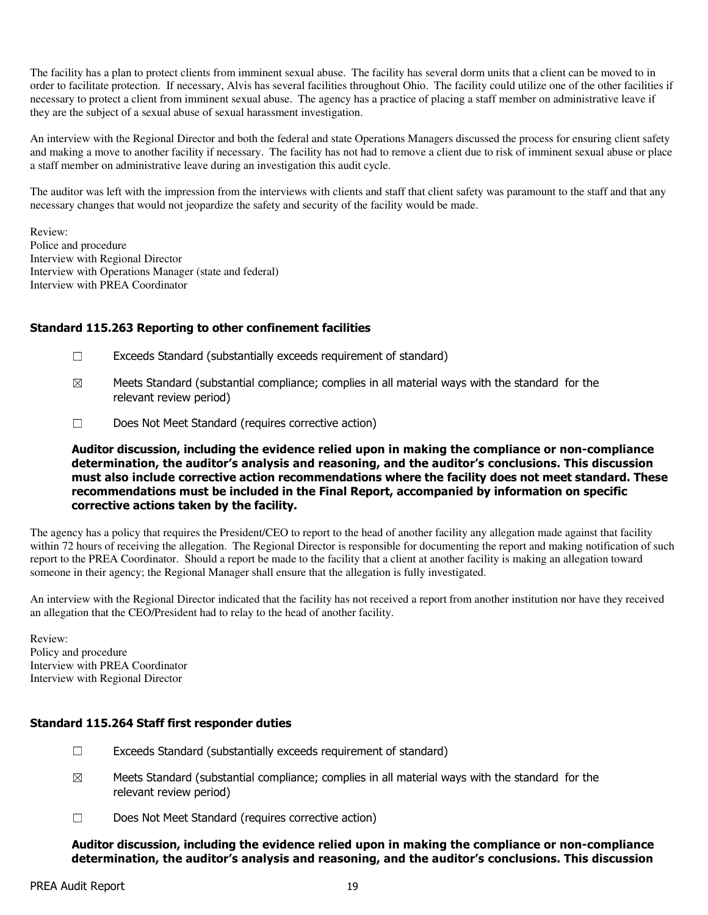The facility has a plan to protect clients from imminent sexual abuse. The facility has several dorm units that a client can be moved to in order to facilitate protection. If necessary, Alvis has several facilities throughout Ohio. The facility could utilize one of the other facilities if necessary to protect a client from imminent sexual abuse. The agency has a practice of placing a staff member on administrative leave if they are the subject of a sexual abuse of sexual harassment investigation.

An interview with the Regional Director and both the federal and state Operations Managers discussed the process for ensuring client safety and making a move to another facility if necessary. The facility has not had to remove a client due to risk of imminent sexual abuse or place a staff member on administrative leave during an investigation this audit cycle.

The auditor was left with the impression from the interviews with clients and staff that client safety was paramount to the staff and that any necessary changes that would not jeopardize the safety and security of the facility would be made.

Review:
Police and procedure
Interview with Regional Director
Interview with Operations Manager (state and federal)
Interview with PREA Coordinator

### Standard 115.263 Reporting to other confinement facilities

☐ Exceeds Standard (substantially exceeds requirement of standard)

☒ Meets Standard (substantial compliance; complies in all material ways with the standard for the relevant review period)

☐ Does Not Meet Standard (requires corrective action)

**Auditor discussion, including the evidence relied upon in making the compliance or non-compliance determination, the auditor's analysis and reasoning, and the auditor's conclusions. This discussion must also include corrective action recommendations where the facility does not meet standard. These recommendations must be included in the Final Report, accompanied by information on specific corrective actions taken by the facility.**

The agency has a policy that requires the President/CEO to report to the head of another facility any allegation made against that facility within 72 hours of receiving the allegation. The Regional Director is responsible for documenting the report and making notification of such report to the PREA Coordinator. Should a report be made to the facility that a client at another facility is making an allegation toward someone in their agency; the Regional Manager shall ensure that the allegation is fully investigated.

An interview with the Regional Director indicated that the facility has not received a report from another institution nor have they received an allegation that the CEO/President had to relay to the head of another facility.

Review:
Policy and procedure
Interview with PREA Coordinator
Interview with Regional Director

### Standard 115.264 Staff first responder duties

☐ Exceeds Standard (substantially exceeds requirement of standard)

☒ Meets Standard (substantial compliance; complies in all material ways with the standard for the relevant review period)

☐ Does Not Meet Standard (requires corrective action)

**Auditor discussion, including the evidence relied upon in making the compliance or non-compliance determination, the auditor's analysis and reasoning, and the auditor's conclusions. This discussion**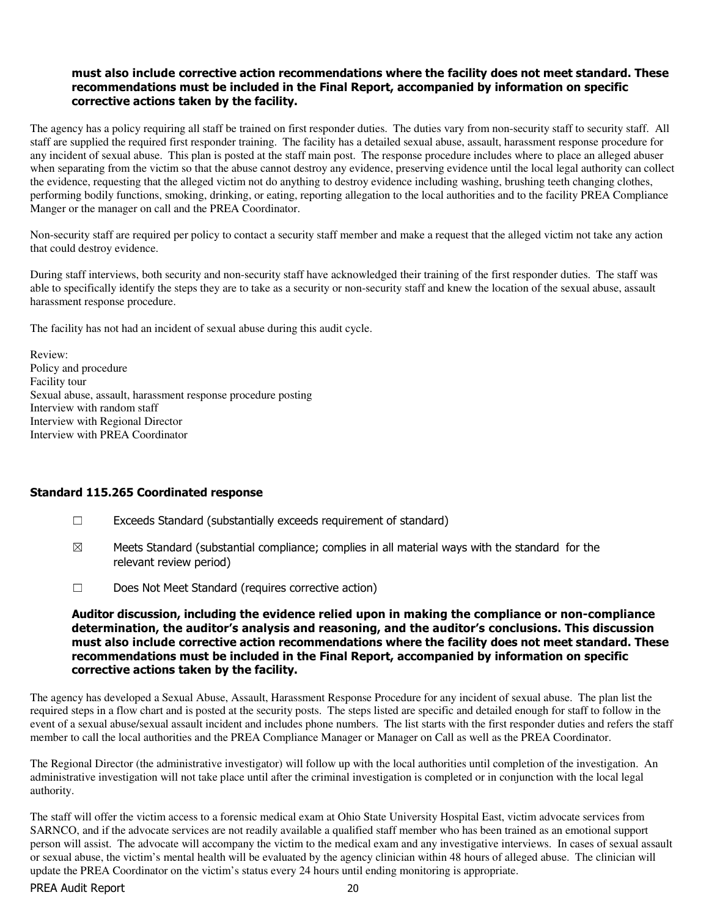**must also include corrective action recommendations where the facility does not meet standard. These recommendations must be included in the Final Report, accompanied by information on specific corrective actions taken by the facility.**

The agency has a policy requiring all staff be trained on first responder duties. The duties vary from non-security staff to security staff. All staff are supplied the required first responder training. The facility has a detailed sexual abuse, assault, harassment response procedure for any incident of sexual abuse. This plan is posted at the staff main post. The response procedure includes where to place an alleged abuser when separating from the victim so that the abuse cannot destroy any evidence, preserving evidence until the local legal authority can collect the evidence, requesting that the alleged victim not do anything to destroy evidence including washing, brushing teeth changing clothes, performing bodily functions, smoking, drinking, or eating, reporting allegation to the local authorities and to the facility PREA Compliance Manger or the manager on call and the PREA Coordinator.

Non-security staff are required per policy to contact a security staff member and make a request that the alleged victim not take any action that could destroy evidence.

During staff interviews, both security and non-security staff have acknowledged their training of the first responder duties. The staff was able to specifically identify the steps they are to take as a security or non-security staff and knew the location of the sexual abuse, assault harassment response procedure.

The facility has not had an incident of sexual abuse during this audit cycle.

Review:
Policy and procedure
Facility tour
Sexual abuse, assault, harassment response procedure posting
Interview with random staff
Interview with Regional Director
Interview with PREA Coordinator

### Standard 115.265 Coordinated response

☐ Exceeds Standard (substantially exceeds requirement of standard)

☒ Meets Standard (substantial compliance; complies in all material ways with the standard for the relevant review period)

☐ Does Not Meet Standard (requires corrective action)

**Auditor discussion, including the evidence relied upon in making the compliance or non-compliance determination, the auditor's analysis and reasoning, and the auditor's conclusions. This discussion must also include corrective action recommendations where the facility does not meet standard. These recommendations must be included in the Final Report, accompanied by information on specific corrective actions taken by the facility.**

The agency has developed a Sexual Abuse, Assault, Harassment Response Procedure for any incident of sexual abuse. The plan list the required steps in a flow chart and is posted at the security posts. The steps listed are specific and detailed enough for staff to follow in the event of a sexual abuse/sexual assault incident and includes phone numbers. The list starts with the first responder duties and refers the staff member to call the local authorities and the PREA Compliance Manager or Manager on Call as well as the PREA Coordinator.

The Regional Director (the administrative investigator) will follow up with the local authorities until completion of the investigation. An administrative investigation will not take place until after the criminal investigation is completed or in conjunction with the local legal authority.

The staff will offer the victim access to a forensic medical exam at Ohio State University Hospital East, victim advocate services from SARNCO, and if the advocate services are not readily available a qualified staff member who has been trained as an emotional support person will assist. The advocate will accompany the victim to the medical exam and any investigative interviews. In cases of sexual assault or sexual abuse, the victim's mental health will be evaluated by the agency clinician within 48 hours of alleged abuse. The clinician will update the PREA Coordinator on the victim's status every 24 hours until ending monitoring is appropriate.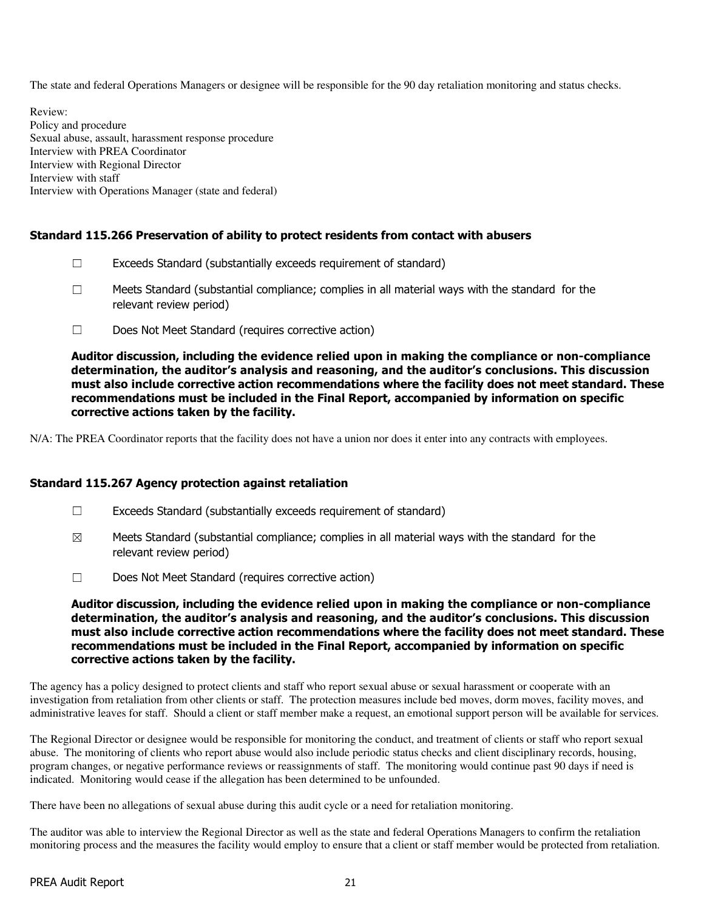The state and federal Operations Managers or designee will be responsible for the 90 day retaliation monitoring and status checks.

Review:
Policy and procedure
Sexual abuse, assault, harassment response procedure
Interview with PREA Coordinator
Interview with Regional Director
Interview with staff
Interview with Operations Manager (state and federal)

### Standard 115.266 Preservation of ability to protect residents from contact with abusers

☐ Exceeds Standard (substantially exceeds requirement of standard)

☐ Meets Standard (substantial compliance; complies in all material ways with the standard for the relevant review period)

☐ Does Not Meet Standard (requires corrective action)

**Auditor discussion, including the evidence relied upon in making the compliance or non-compliance determination, the auditor's analysis and reasoning, and the auditor's conclusions. This discussion must also include corrective action recommendations where the facility does not meet standard. These recommendations must be included in the Final Report, accompanied by information on specific corrective actions taken by the facility.**

N/A: The PREA Coordinator reports that the facility does not have a union nor does it enter into any contracts with employees.

### Standard 115.267 Agency protection against retaliation

☐ Exceeds Standard (substantially exceeds requirement of standard)

☒ Meets Standard (substantial compliance; complies in all material ways with the standard for the relevant review period)

☐ Does Not Meet Standard (requires corrective action)

**Auditor discussion, including the evidence relied upon in making the compliance or non-compliance determination, the auditor's analysis and reasoning, and the auditor's conclusions. This discussion must also include corrective action recommendations where the facility does not meet standard. These recommendations must be included in the Final Report, accompanied by information on specific corrective actions taken by the facility.**

The agency has a policy designed to protect clients and staff who report sexual abuse or sexual harassment or cooperate with an investigation from retaliation from other clients or staff. The protection measures include bed moves, dorm moves, facility moves, and administrative leaves for staff. Should a client or staff member make a request, an emotional support person will be available for services.

The Regional Director or designee would be responsible for monitoring the conduct, and treatment of clients or staff who report sexual abuse. The monitoring of clients who report abuse would also include periodic status checks and client disciplinary records, housing, program changes, or negative performance reviews or reassignments of staff. The monitoring would continue past 90 days if need is indicated. Monitoring would cease if the allegation has been determined to be unfounded.

There have been no allegations of sexual abuse during this audit cycle or a need for retaliation monitoring.

The auditor was able to interview the Regional Director as well as the state and federal Operations Managers to confirm the retaliation monitoring process and the measures the facility would employ to ensure that a client or staff member would be protected from retaliation.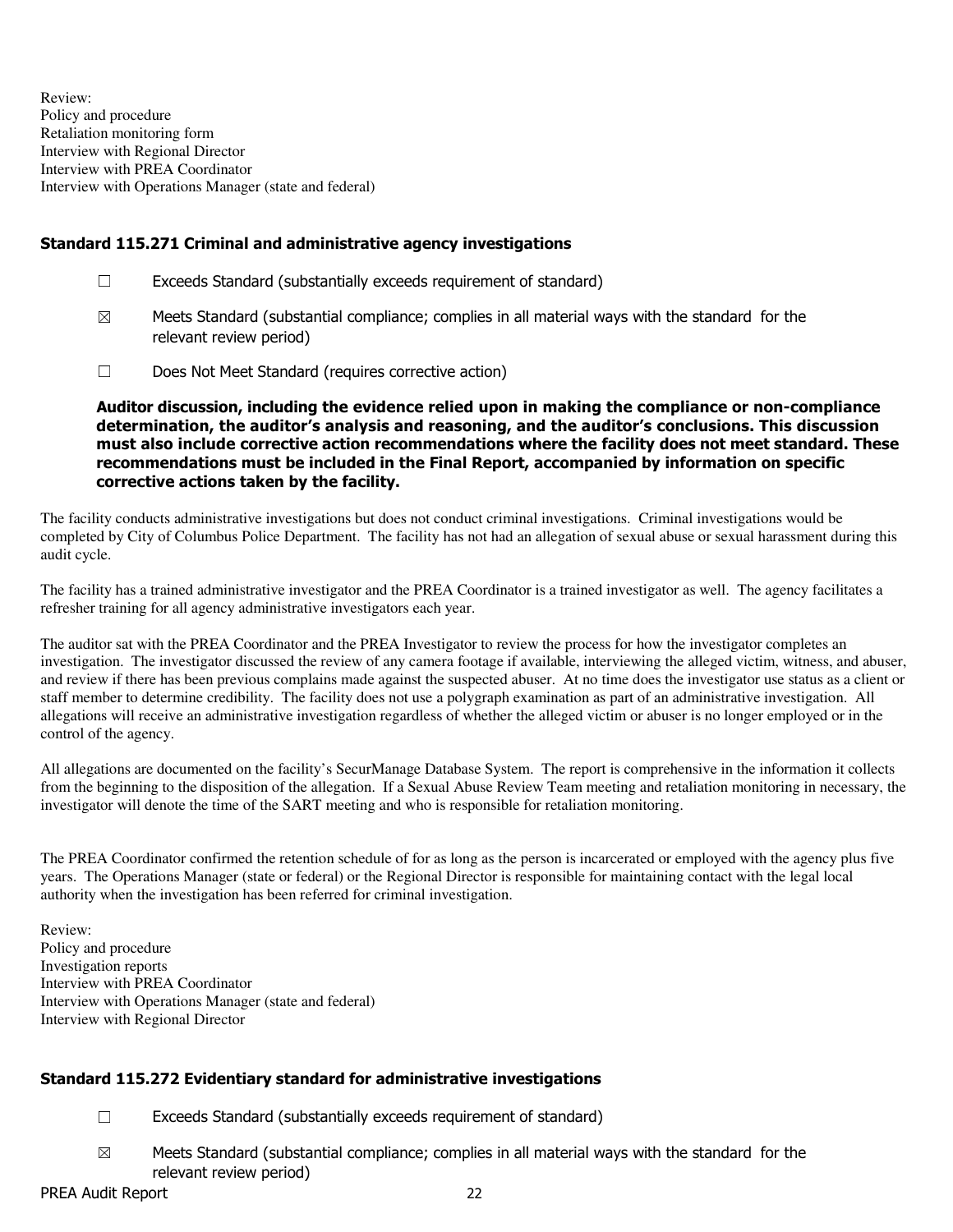Review:
Policy and procedure
Retaliation monitoring form
Interview with Regional Director
Interview with PREA Coordinator
Interview with Operations Manager (state and federal)

### Standard 115.271 Criminal and administrative agency investigations

☐ Exceeds Standard (substantially exceeds requirement of standard)

☒ Meets Standard (substantial compliance; complies in all material ways with the standard for the relevant review period)

☐ Does Not Meet Standard (requires corrective action)

**Auditor discussion, including the evidence relied upon in making the compliance or non-compliance determination, the auditor's analysis and reasoning, and the auditor's conclusions. This discussion must also include corrective action recommendations where the facility does not meet standard. These recommendations must be included in the Final Report, accompanied by information on specific corrective actions taken by the facility.**

The facility conducts administrative investigations but does not conduct criminal investigations. Criminal investigations would be completed by City of Columbus Police Department. The facility has not had an allegation of sexual abuse or sexual harassment during this audit cycle.

The facility has a trained administrative investigator and the PREA Coordinator is a trained investigator as well. The agency facilitates a refresher training for all agency administrative investigators each year.

The auditor sat with the PREA Coordinator and the PREA Investigator to review the process for how the investigator completes an investigation. The investigator discussed the review of any camera footage if available, interviewing the alleged victim, witness, and abuser, and review if there has been previous complains made against the suspected abuser. At no time does the investigator use status as a client or staff member to determine credibility. The facility does not use a polygraph examination as part of an administrative investigation. All allegations will receive an administrative investigation regardless of whether the alleged victim or abuser is no longer employed or in the control of the agency.

All allegations are documented on the facility's SecurManage Database System. The report is comprehensive in the information it collects from the beginning to the disposition of the allegation. If a Sexual Abuse Review Team meeting and retaliation monitoring in necessary, the investigator will denote the time of the SART meeting and who is responsible for retaliation monitoring.

The PREA Coordinator confirmed the retention schedule of for as long as the person is incarcerated or employed with the agency plus five years. The Operations Manager (state or federal) or the Regional Director is responsible for maintaining contact with the legal local authority when the investigation has been referred for criminal investigation.

Review:
Policy and procedure
Investigation reports
Interview with PREA Coordinator
Interview with Operations Manager (state and federal)
Interview with Regional Director

### Standard 115.272 Evidentiary standard for administrative investigations

☐ Exceeds Standard (substantially exceeds requirement of standard)

☒ Meets Standard (substantial compliance; complies in all material ways with the standard for the relevant review period)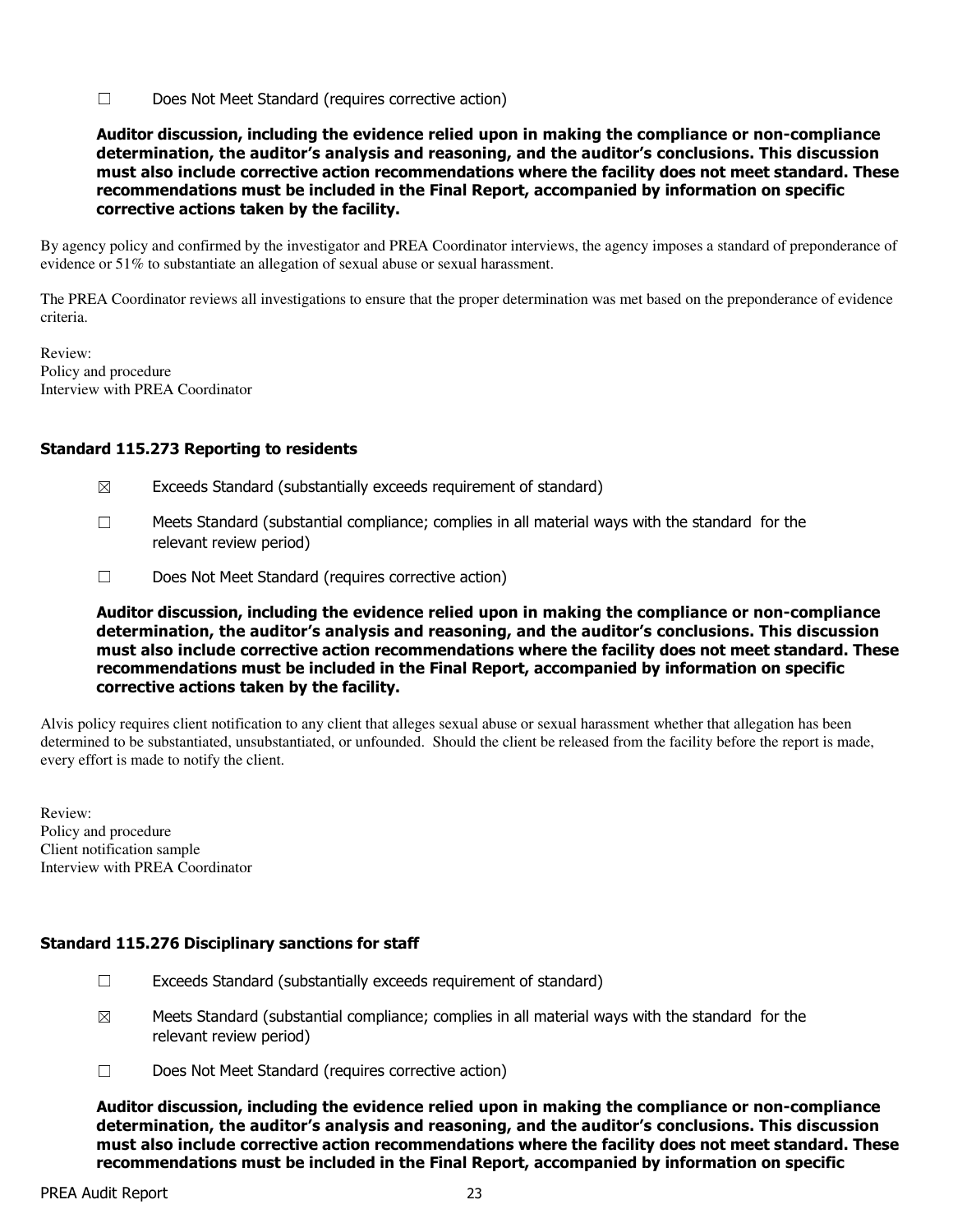☐ Does Not Meet Standard (requires corrective action)

**Auditor discussion, including the evidence relied upon in making the compliance or non-compliance determination, the auditor's analysis and reasoning, and the auditor's conclusions. This discussion must also include corrective action recommendations where the facility does not meet standard. These recommendations must be included in the Final Report, accompanied by information on specific corrective actions taken by the facility.**

By agency policy and confirmed by the investigator and PREA Coordinator interviews, the agency imposes a standard of preponderance of evidence or 51% to substantiate an allegation of sexual abuse or sexual harassment.

The PREA Coordinator reviews all investigations to ensure that the proper determination was met based on the preponderance of evidence criteria.

Review:
Policy and procedure
Interview with PREA Coordinator

### Standard 115.273 Reporting to residents

☒ Exceeds Standard (substantially exceeds requirement of standard)

☐ Meets Standard (substantial compliance; complies in all material ways with the standard for the relevant review period)

☐ Does Not Meet Standard (requires corrective action)

**Auditor discussion, including the evidence relied upon in making the compliance or non-compliance determination, the auditor's analysis and reasoning, and the auditor's conclusions. This discussion must also include corrective action recommendations where the facility does not meet standard. These recommendations must be included in the Final Report, accompanied by information on specific corrective actions taken by the facility.**

Alvis policy requires client notification to any client that alleges sexual abuse or sexual harassment whether that allegation has been determined to be substantiated, unsubstantiated, or unfounded. Should the client be released from the facility before the report is made, every effort is made to notify the client.

Review:
Policy and procedure
Client notification sample
Interview with PREA Coordinator

### Standard 115.276 Disciplinary sanctions for staff

☐ Exceeds Standard (substantially exceeds requirement of standard)

☒ Meets Standard (substantial compliance; complies in all material ways with the standard for the relevant review period)

☐ Does Not Meet Standard (requires corrective action)

**Auditor discussion, including the evidence relied upon in making the compliance or non-compliance determination, the auditor's analysis and reasoning, and the auditor's conclusions. This discussion must also include corrective action recommendations where the facility does not meet standard. These recommendations must be included in the Final Report, accompanied by information on specific**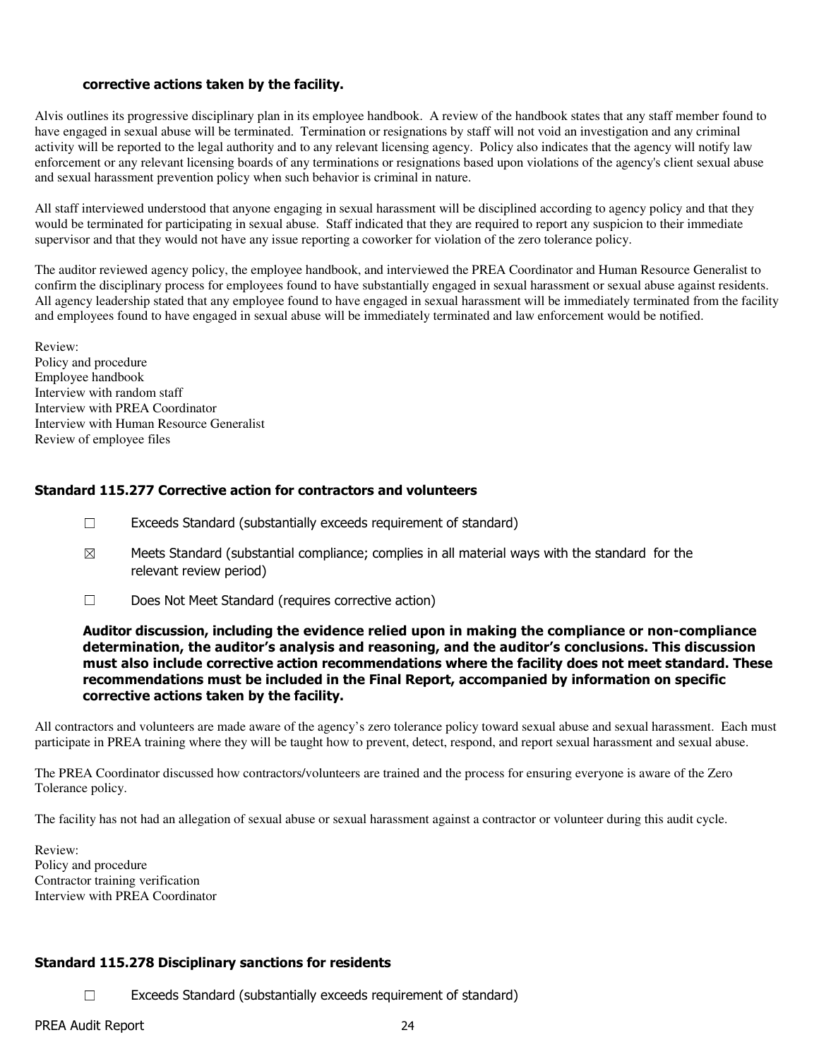**corrective actions taken by the facility.**

Alvis outlines its progressive disciplinary plan in its employee handbook. A review of the handbook states that any staff member found to have engaged in sexual abuse will be terminated. Termination or resignations by staff will not void an investigation and any criminal activity will be reported to the legal authority and to any relevant licensing agency. Policy also indicates that the agency will notify law enforcement or any relevant licensing boards of any terminations or resignations based upon violations of the agency's client sexual abuse and sexual harassment prevention policy when such behavior is criminal in nature.

All staff interviewed understood that anyone engaging in sexual harassment will be disciplined according to agency policy and that they would be terminated for participating in sexual abuse. Staff indicated that they are required to report any suspicion to their immediate supervisor and that they would not have any issue reporting a coworker for violation of the zero tolerance policy.

The auditor reviewed agency policy, the employee handbook, and interviewed the PREA Coordinator and Human Resource Generalist to confirm the disciplinary process for employees found to have substantially engaged in sexual harassment or sexual abuse against residents. All agency leadership stated that any employee found to have engaged in sexual harassment will be immediately terminated from the facility and employees found to have engaged in sexual abuse will be immediately terminated and law enforcement would be notified.

Review:
Policy and procedure
Employee handbook
Interview with random staff
Interview with PREA Coordinator
Interview with Human Resource Generalist
Review of employee files

### Standard 115.277 Corrective action for contractors and volunteers

☐ Exceeds Standard (substantially exceeds requirement of standard)

☒ Meets Standard (substantial compliance; complies in all material ways with the standard for the relevant review period)

☐ Does Not Meet Standard (requires corrective action)

**Auditor discussion, including the evidence relied upon in making the compliance or non-compliance determination, the auditor's analysis and reasoning, and the auditor's conclusions. This discussion must also include corrective action recommendations where the facility does not meet standard. These recommendations must be included in the Final Report, accompanied by information on specific corrective actions taken by the facility.**

All contractors and volunteers are made aware of the agency's zero tolerance policy toward sexual abuse and sexual harassment. Each must participate in PREA training where they will be taught how to prevent, detect, respond, and report sexual harassment and sexual abuse.

The PREA Coordinator discussed how contractors/volunteers are trained and the process for ensuring everyone is aware of the Zero Tolerance policy.

The facility has not had an allegation of sexual abuse or sexual harassment against a contractor or volunteer during this audit cycle.

Review:
Policy and procedure
Contractor training verification
Interview with PREA Coordinator

### Standard 115.278 Disciplinary sanctions for residents

☐ Exceeds Standard (substantially exceeds requirement of standard)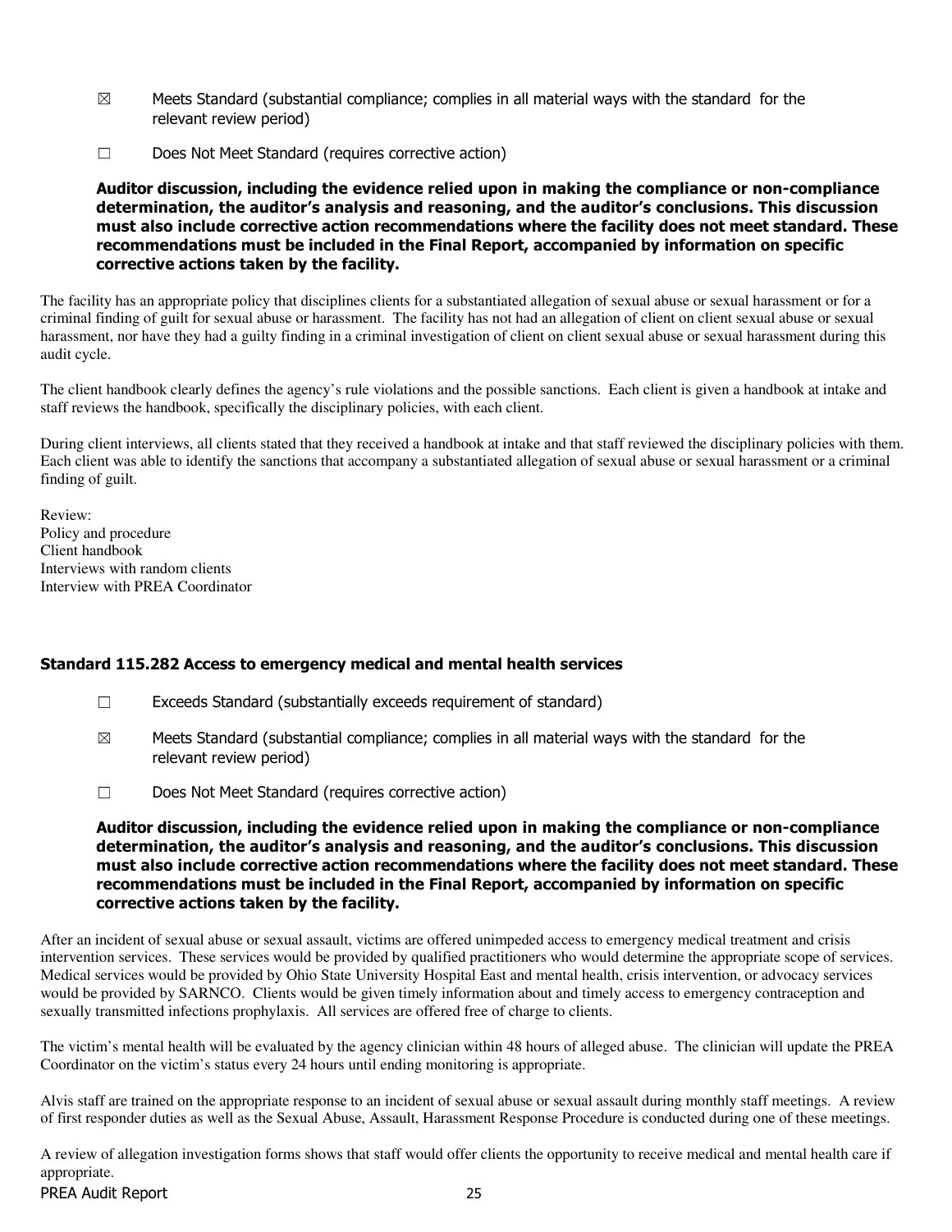☒ Meets Standard (substantial compliance; complies in all material ways with the standard for the relevant review period)

☐ Does Not Meet Standard (requires corrective action)

**Auditor discussion, including the evidence relied upon in making the compliance or non-compliance determination, the auditor's analysis and reasoning, and the auditor's conclusions. This discussion must also include corrective action recommendations where the facility does not meet standard. These recommendations must be included in the Final Report, accompanied by information on specific corrective actions taken by the facility.**

The facility has an appropriate policy that disciplines clients for a substantiated allegation of sexual abuse or sexual harassment or for a criminal finding of guilt for sexual abuse or harassment. The facility has not had an allegation of client on client sexual abuse or sexual harassment, nor have they had a guilty finding in a criminal investigation of client on client sexual abuse or sexual harassment during this audit cycle.

The client handbook clearly defines the agency's rule violations and the possible sanctions. Each client is given a handbook at intake and staff reviews the handbook, specifically the disciplinary policies, with each client.

During client interviews, all clients stated that they received a handbook at intake and that staff reviewed the disciplinary policies with them. Each client was able to identify the sanctions that accompany a substantiated allegation of sexual abuse or sexual harassment or a criminal finding of guilt.

Review:
Policy and procedure
Client handbook
Interviews with random clients
Interview with PREA Coordinator

### Standard 115.282 Access to emergency medical and mental health services

☐ Exceeds Standard (substantially exceeds requirement of standard)

☒ Meets Standard (substantial compliance; complies in all material ways with the standard for the relevant review period)

☐ Does Not Meet Standard (requires corrective action)

**Auditor discussion, including the evidence relied upon in making the compliance or non-compliance determination, the auditor's analysis and reasoning, and the auditor's conclusions. This discussion must also include corrective action recommendations where the facility does not meet standard. These recommendations must be included in the Final Report, accompanied by information on specific corrective actions taken by the facility.**

After an incident of sexual abuse or sexual assault, victims are offered unimpeded access to emergency medical treatment and crisis intervention services. These services would be provided by qualified practitioners who would determine the appropriate scope of services. Medical services would be provided by Ohio State University Hospital East and mental health, crisis intervention, or advocacy services would be provided by SARNCO. Clients would be given timely information about and timely access to emergency contraception and sexually transmitted infections prophylaxis. All services are offered free of charge to clients.

The victim's mental health will be evaluated by the agency clinician within 48 hours of alleged abuse. The clinician will update the PREA Coordinator on the victim's status every 24 hours until ending monitoring is appropriate.

Alvis staff are trained on the appropriate response to an incident of sexual abuse or sexual assault during monthly staff meetings. A review of first responder duties as well as the Sexual Abuse, Assault, Harassment Response Procedure is conducted during one of these meetings.

A review of allegation investigation forms shows that staff would offer clients the opportunity to receive medical and mental health care if appropriate.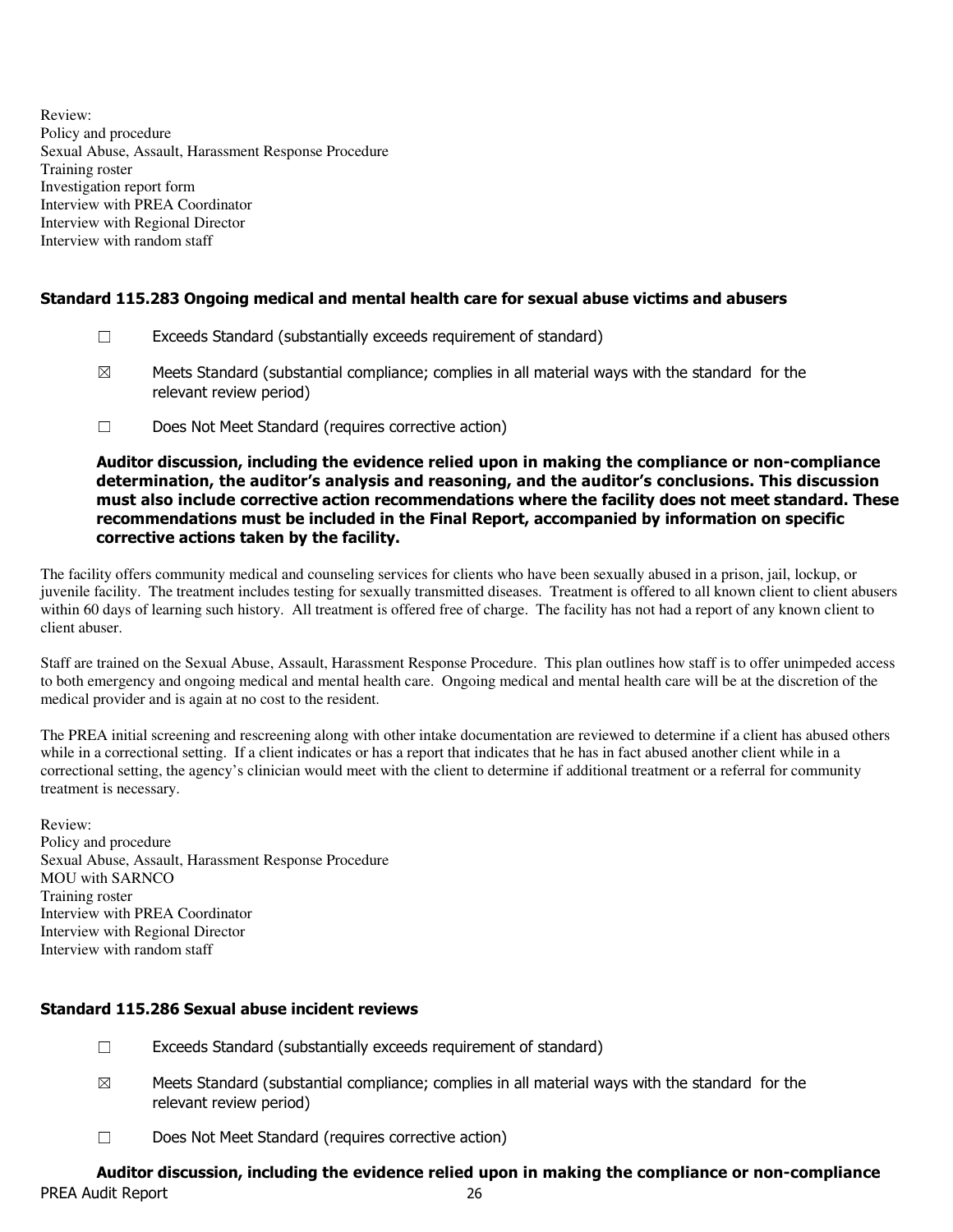Review:
Policy and procedure
Sexual Abuse, Assault, Harassment Response Procedure
Training roster
Investigation report form
Interview with PREA Coordinator
Interview with Regional Director
Interview with random staff

### Standard 115.283 Ongoing medical and mental health care for sexual abuse victims and abusers

☐ Exceeds Standard (substantially exceeds requirement of standard)

☒ Meets Standard (substantial compliance; complies in all material ways with the standard for the relevant review period)

☐ Does Not Meet Standard (requires corrective action)

**Auditor discussion, including the evidence relied upon in making the compliance or non-compliance determination, the auditor's analysis and reasoning, and the auditor's conclusions. This discussion must also include corrective action recommendations where the facility does not meet standard. These recommendations must be included in the Final Report, accompanied by information on specific corrective actions taken by the facility.**

The facility offers community medical and counseling services for clients who have been sexually abused in a prison, jail, lockup, or juvenile facility. The treatment includes testing for sexually transmitted diseases. Treatment is offered to all known client to client abusers within 60 days of learning such history. All treatment is offered free of charge. The facility has not had a report of any known client to client abuser.

Staff are trained on the Sexual Abuse, Assault, Harassment Response Procedure. This plan outlines how staff is to offer unimpeded access to both emergency and ongoing medical and mental health care. Ongoing medical and mental health care will be at the discretion of the medical provider and is again at no cost to the resident.

The PREA initial screening and rescreening along with other intake documentation are reviewed to determine if a client has abused others while in a correctional setting. If a client indicates or has a report that indicates that he has in fact abused another client while in a correctional setting, the agency's clinician would meet with the client to determine if additional treatment or a referral for community treatment is necessary.

Review:
Policy and procedure
Sexual Abuse, Assault, Harassment Response Procedure
MOU with SARNCO
Training roster
Interview with PREA Coordinator
Interview with Regional Director
Interview with random staff

### Standard 115.286 Sexual abuse incident reviews

☐ Exceeds Standard (substantially exceeds requirement of standard)

☒ Meets Standard (substantial compliance; complies in all material ways with the standard for the relevant review period)

☐ Does Not Meet Standard (requires corrective action)

**Auditor discussion, including the evidence relied upon in making the compliance or non-compliance**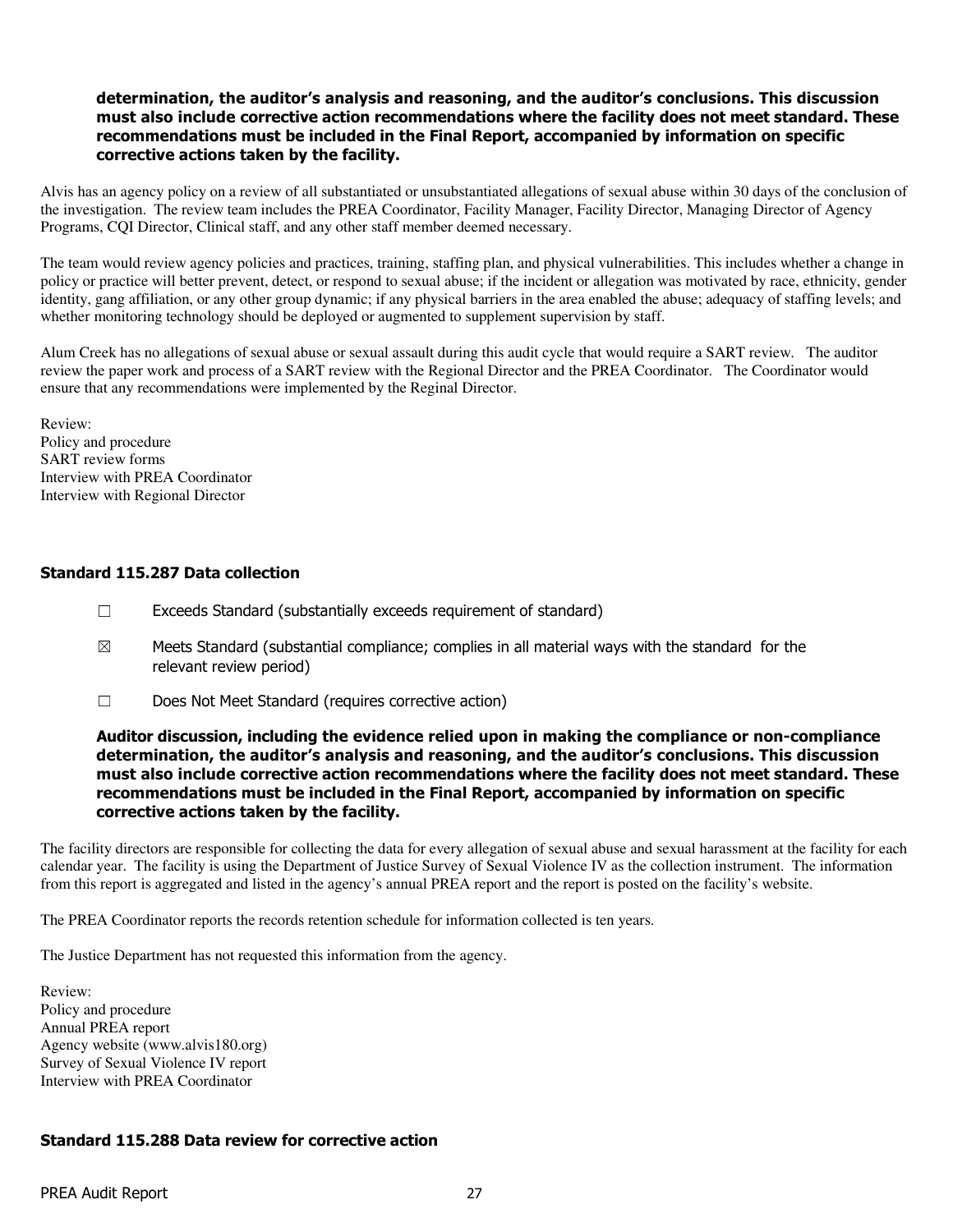**determination, the auditor's analysis and reasoning, and the auditor's conclusions. This discussion must also include corrective action recommendations where the facility does not meet standard. These recommendations must be included in the Final Report, accompanied by information on specific corrective actions taken by the facility.**

Alvis has an agency policy on a review of all substantiated or unsubstantiated allegations of sexual abuse within 30 days of the conclusion of the investigation. The review team includes the PREA Coordinator, Facility Manager, Facility Director, Managing Director of Agency Programs, CQI Director, Clinical staff, and any other staff member deemed necessary.

The team would review agency policies and practices, training, staffing plan, and physical vulnerabilities. This includes whether a change in policy or practice will better prevent, detect, or respond to sexual abuse; if the incident or allegation was motivated by race, ethnicity, gender identity, gang affiliation, or any other group dynamic; if any physical barriers in the area enabled the abuse; adequacy of staffing levels; and whether monitoring technology should be deployed or augmented to supplement supervision by staff.

Alum Creek has no allegations of sexual abuse or sexual assault during this audit cycle that would require a SART review. The auditor review the paper work and process of a SART review with the Regional Director and the PREA Coordinator. The Coordinator would ensure that any recommendations were implemented by the Reginal Director.

Review:
Policy and procedure
SART review forms
Interview with PREA Coordinator
Interview with Regional Director

### Standard 115.287 Data collection

☐ Exceeds Standard (substantially exceeds requirement of standard)

☒ Meets Standard (substantial compliance; complies in all material ways with the standard for the relevant review period)

☐ Does Not Meet Standard (requires corrective action)

**Auditor discussion, including the evidence relied upon in making the compliance or non-compliance determination, the auditor's analysis and reasoning, and the auditor's conclusions. This discussion must also include corrective action recommendations where the facility does not meet standard. These recommendations must be included in the Final Report, accompanied by information on specific corrective actions taken by the facility.**

The facility directors are responsible for collecting the data for every allegation of sexual abuse and sexual harassment at the facility for each calendar year. The facility is using the Department of Justice Survey of Sexual Violence IV as the collection instrument. The information from this report is aggregated and listed in the agency's annual PREA report and the report is posted on the facility's website.

The PREA Coordinator reports the records retention schedule for information collected is ten years.

The Justice Department has not requested this information from the agency.

Review:
Policy and procedure
Annual PREA report
Agency website (www.alvis180.org)
Survey of Sexual Violence IV report
Interview with PREA Coordinator

### Standard 115.288 Data review for corrective action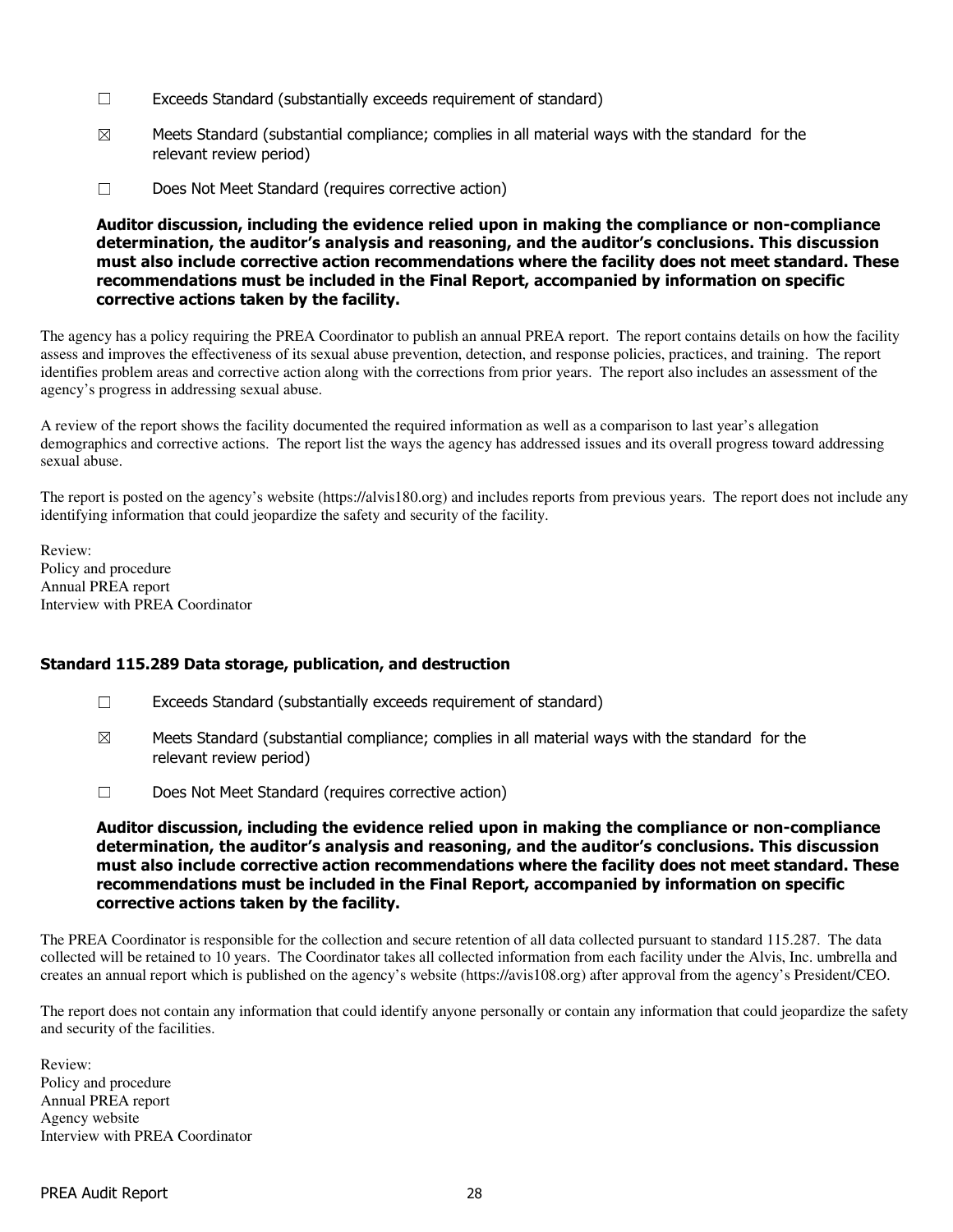☐ Exceeds Standard (substantially exceeds requirement of standard)

☒ Meets Standard (substantial compliance; complies in all material ways with the standard for the relevant review period)

☐ Does Not Meet Standard (requires corrective action)

**Auditor discussion, including the evidence relied upon in making the compliance or non-compliance determination, the auditor's analysis and reasoning, and the auditor's conclusions. This discussion must also include corrective action recommendations where the facility does not meet standard. These recommendations must be included in the Final Report, accompanied by information on specific corrective actions taken by the facility.**

The agency has a policy requiring the PREA Coordinator to publish an annual PREA report. The report contains details on how the facility assess and improves the effectiveness of its sexual abuse prevention, detection, and response policies, practices, and training. The report identifies problem areas and corrective action along with the corrections from prior years. The report also includes an assessment of the agency's progress in addressing sexual abuse.

A review of the report shows the facility documented the required information as well as a comparison to last year's allegation demographics and corrective actions. The report list the ways the agency has addressed issues and its overall progress toward addressing sexual abuse.

The report is posted on the agency's website (https://alvis180.org) and includes reports from previous years. The report does not include any identifying information that could jeopardize the safety and security of the facility.

Review:
Policy and procedure
Annual PREA report
Interview with PREA Coordinator

### Standard 115.289 Data storage, publication, and destruction

☐ Exceeds Standard (substantially exceeds requirement of standard)

☒ Meets Standard (substantial compliance; complies in all material ways with the standard for the relevant review period)

☐ Does Not Meet Standard (requires corrective action)

**Auditor discussion, including the evidence relied upon in making the compliance or non-compliance determination, the auditor's analysis and reasoning, and the auditor's conclusions. This discussion must also include corrective action recommendations where the facility does not meet standard. These recommendations must be included in the Final Report, accompanied by information on specific corrective actions taken by the facility.**

The PREA Coordinator is responsible for the collection and secure retention of all data collected pursuant to standard 115.287. The data collected will be retained to 10 years. The Coordinator takes all collected information from each facility under the Alvis, Inc. umbrella and creates an annual report which is published on the agency's website (https://avis108.org) after approval from the agency's President/CEO.

The report does not contain any information that could identify anyone personally or contain any information that could jeopardize the safety and security of the facilities.

Review:
Policy and procedure
Annual PREA report
Agency website
Interview with PREA Coordinator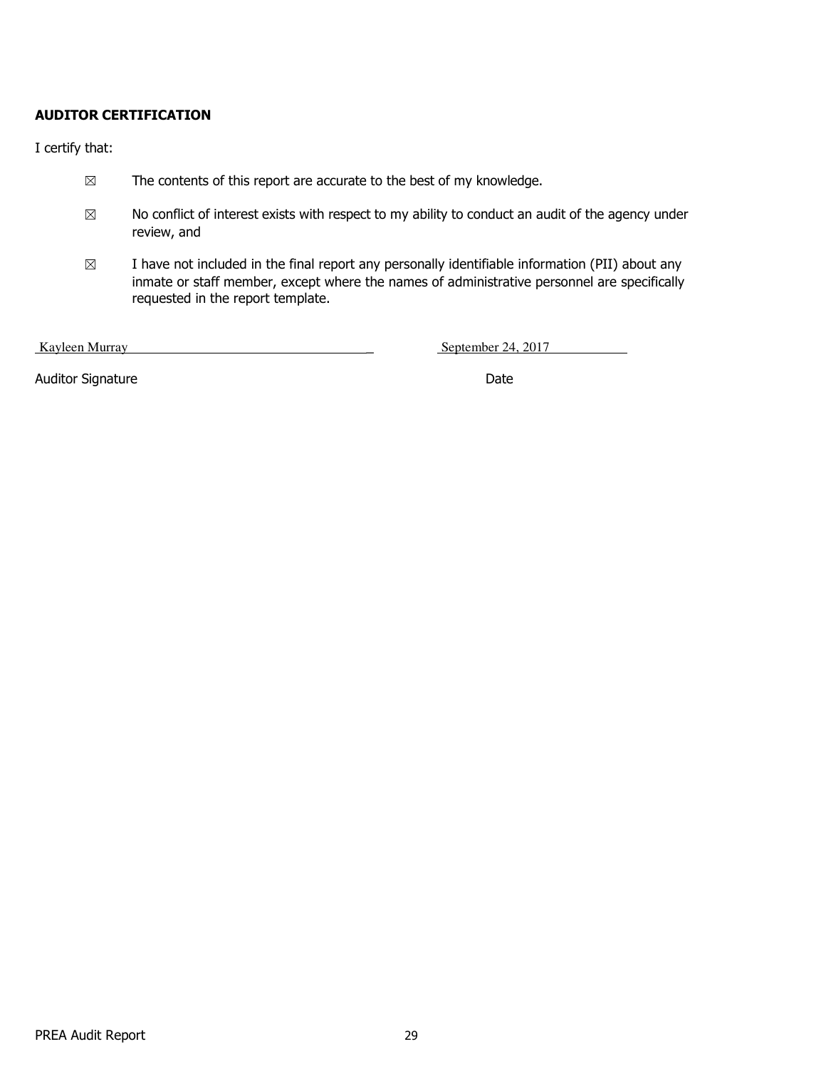**AUDITOR CERTIFICATION**

I certify that:

- ☒ The contents of this report are accurate to the best of my knowledge.
- ☒ No conflict of interest exists with respect to my ability to conduct an audit of the agency under review, and
- ☒ I have not included in the final report any personally identifiable information (PII) about any inmate or staff member, except where the names of administrative personnel are specifically requested in the report template.

Kayleen Murray — September 24, 2017

Auditor Signature — Date